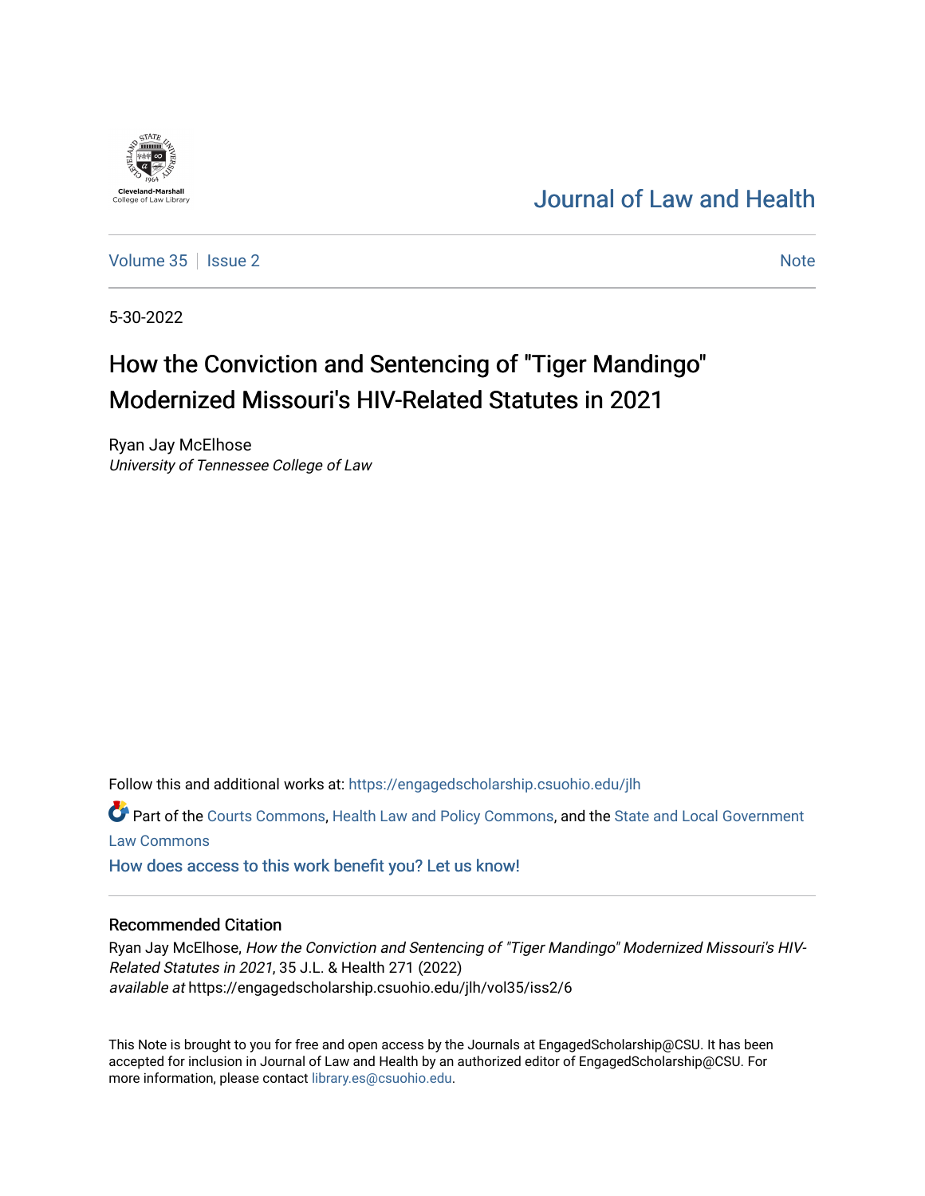Cleveland-Marshall College of Law Library

Journal of Law and Health

Volume 35 | Issue 2

Note

5-30-2022

# How the Conviction and Sentencing of "Tiger Mandingo" Modernized Missouri's HIV-Related Statutes in 2021

Ryan Jay McElhose
*University of Tennessee College of Law*

Follow this and additional works at: https://engagedscholarship.csuohio.edu/jlh

Part of the Courts Commons, Health Law and Policy Commons, and the State and Local Government Law Commons

How does access to this work benefit you? Let us know!

## Recommended Citation

Ryan Jay McElhose, *How the Conviction and Sentencing of "Tiger Mandingo" Modernized Missouri's HIV-Related Statutes in 2021*, 35 J.L. & Health 271 (2022)
*available at* https://engagedscholarship.csuohio.edu/jlh/vol35/iss2/6

This Note is brought to you for free and open access by the Journals at EngagedScholarship@CSU. It has been accepted for inclusion in Journal of Law and Health by an authorized editor of EngagedScholarship@CSU. For more information, please contact library.es@csuohio.edu.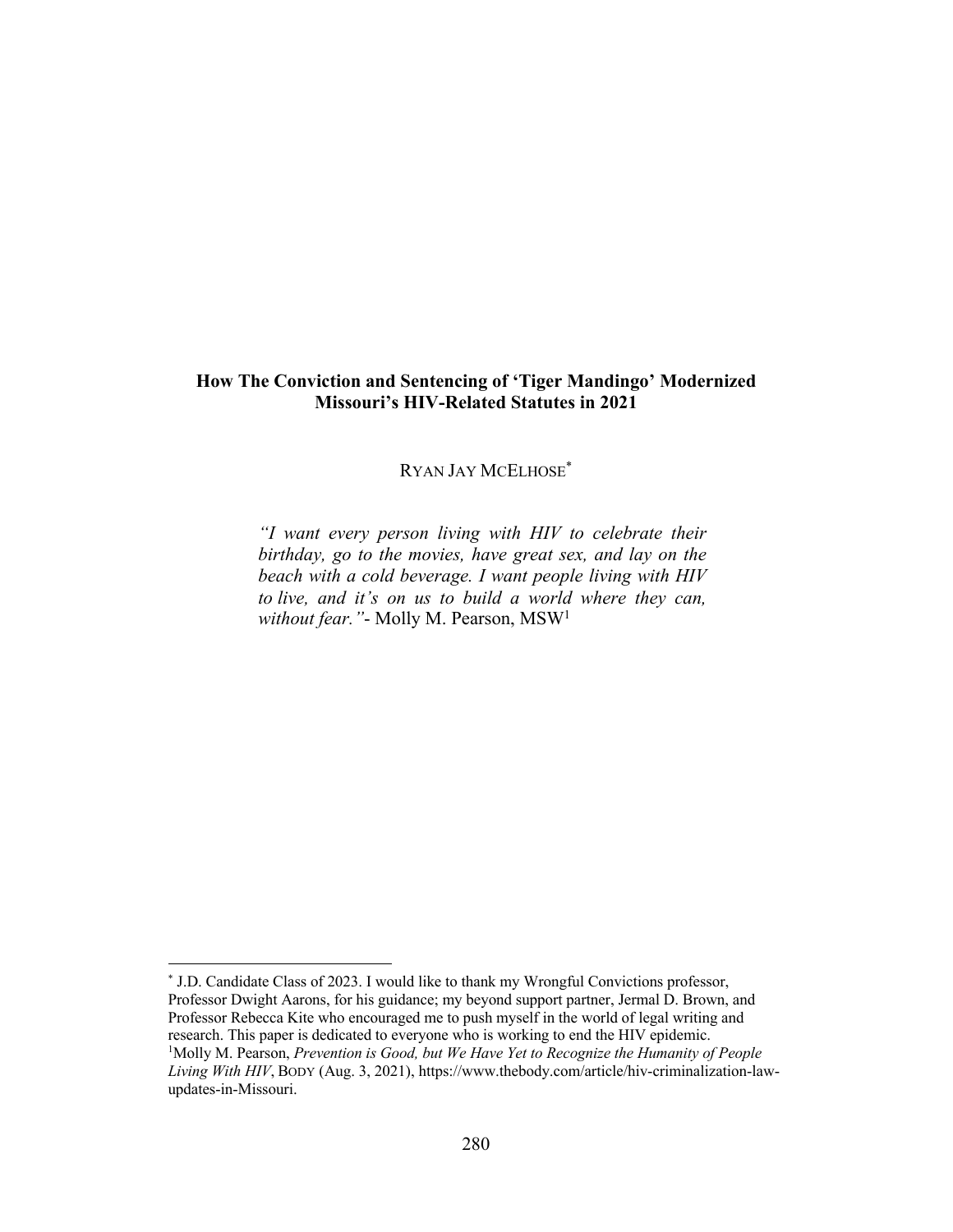# How The Conviction and Sentencing of 'Tiger Mandingo' Modernized Missouri's HIV-Related Statutes in 2021

RYAN JAY MCELHOSE*

> *"I want every person living with HIV to celebrate their birthday, go to the movies, have great sex, and lay on the beach with a cold beverage. I want people living with HIV to live, and it's on us to build a world where they can, without fear."*- Molly M. Pearson, MSW[1]

---

\* J.D. Candidate Class of 2023. I would like to thank my Wrongful Convictions professor, Professor Dwight Aarons, for his guidance; my beyond support partner, Jermal D. Brown, and Professor Rebecca Kite who encouraged me to push myself in the world of legal writing and research. This paper is dedicated to everyone who is working to end the HIV epidemic.

[1] Molly M. Pearson, *Prevention is Good, but We Have Yet to Recognize the Humanity of People Living With HIV*, BODY (Aug. 3, 2021), https://www.thebody.com/article/hiv-criminalization-law-updates-in-Missouri.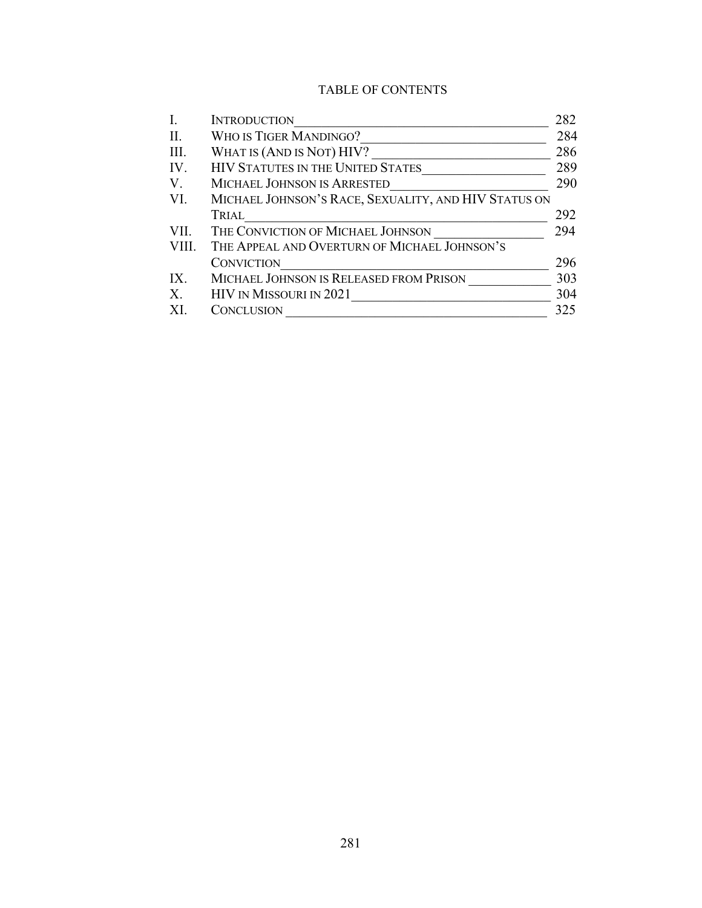## TABLE OF CONTENTS

| | | |
|---|---|---|
| I. | INTRODUCTION | 282 |
| II. | WHO IS TIGER MANDINGO? | 284 |
| III. | WHAT IS (AND IS NOT) HIV? | 286 |
| IV. | HIV STATUTES IN THE UNITED STATES | 289 |
| V. | MICHAEL JOHNSON IS ARRESTED | 290 |
| VI. | MICHAEL JOHNSON'S RACE, SEXUALITY, AND HIV STATUS ON TRIAL | 292 |
| VII. | THE CONVICTION OF MICHAEL JOHNSON | 294 |
| VIII. | THE APPEAL AND OVERTURN OF MICHAEL JOHNSON'S CONVICTION | 296 |
| IX. | MICHAEL JOHNSON IS RELEASED FROM PRISON | 303 |
| X. | HIV IN MISSOURI IN 2021 | 304 |
| XI. | CONCLUSION | 325 |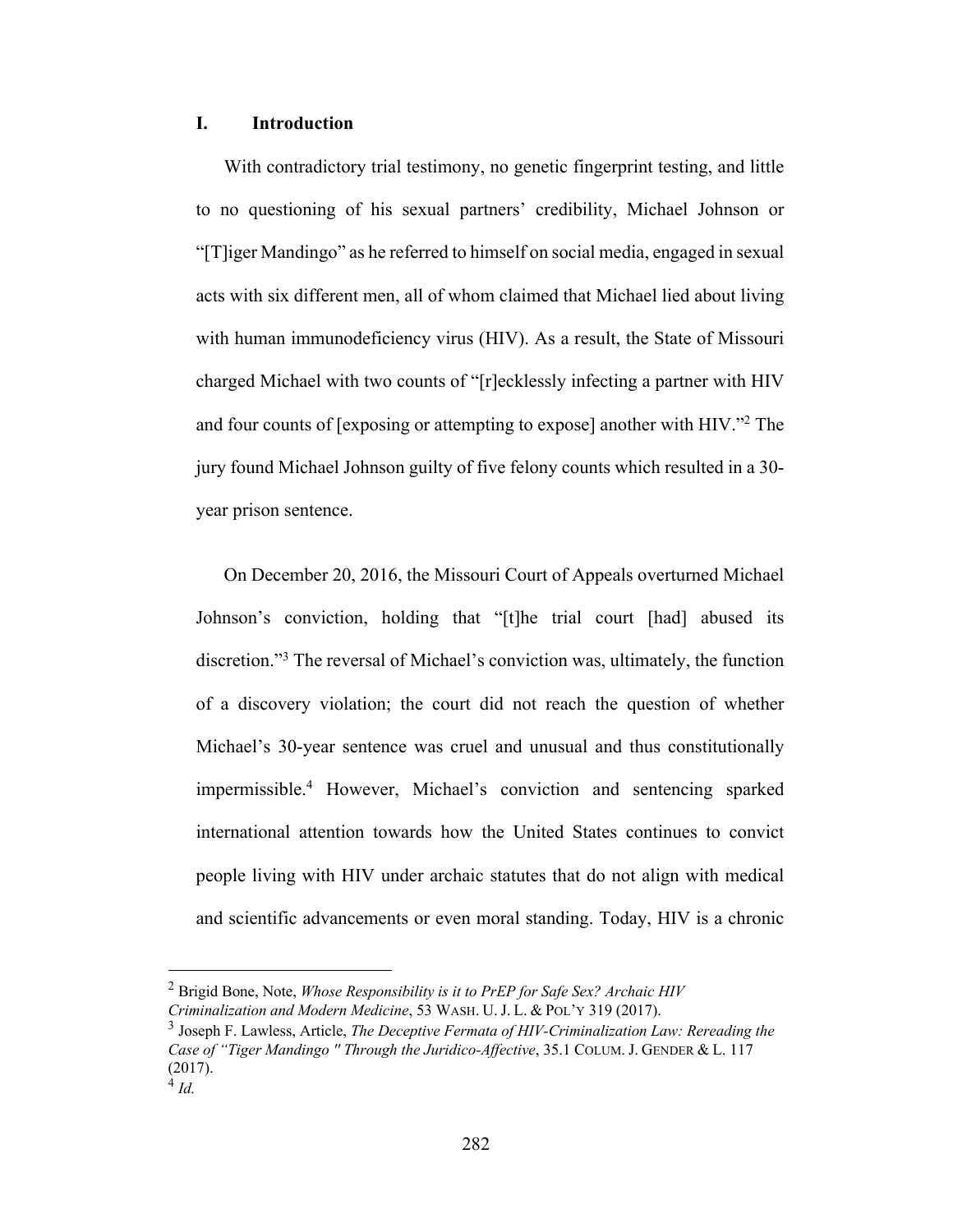## I. Introduction

With contradictory trial testimony, no genetic fingerprint testing, and little to no questioning of his sexual partners' credibility, Michael Johnson or "[T]iger Mandingo" as he referred to himself on social media, engaged in sexual acts with six different men, all of whom claimed that Michael lied about living with human immunodeficiency virus (HIV). As a result, the State of Missouri charged Michael with two counts of "[r]ecklessly infecting a partner with HIV and four counts of [exposing or attempting to expose] another with HIV."[2] The jury found Michael Johnson guilty of five felony counts which resulted in a 30-year prison sentence.

On December 20, 2016, the Missouri Court of Appeals overturned Michael Johnson's conviction, holding that "[t]he trial court [had] abused its discretion."[3] The reversal of Michael's conviction was, ultimately, the function of a discovery violation; the court did not reach the question of whether Michael's 30-year sentence was cruel and unusual and thus constitutionally impermissible.[4] However, Michael's conviction and sentencing sparked international attention towards how the United States continues to convict people living with HIV under archaic statutes that do not align with medical and scientific advancements or even moral standing. Today, HIV is a chronic

---

[2] Brigid Bone, Note, *Whose Responsibility is it to PrEP for Safe Sex? Archaic HIV Criminalization and Modern Medicine*, 53 WASH. U. J. L. & POL'Y 319 (2017).

[3] Joseph F. Lawless, Article, *The Deceptive Fermata of HIV-Criminalization Law: Rereading the Case of "Tiger Mandingo " Through the Juridico-Affective*, 35.1 COLUM. J. GENDER & L. 117 (2017).

[4] *Id.*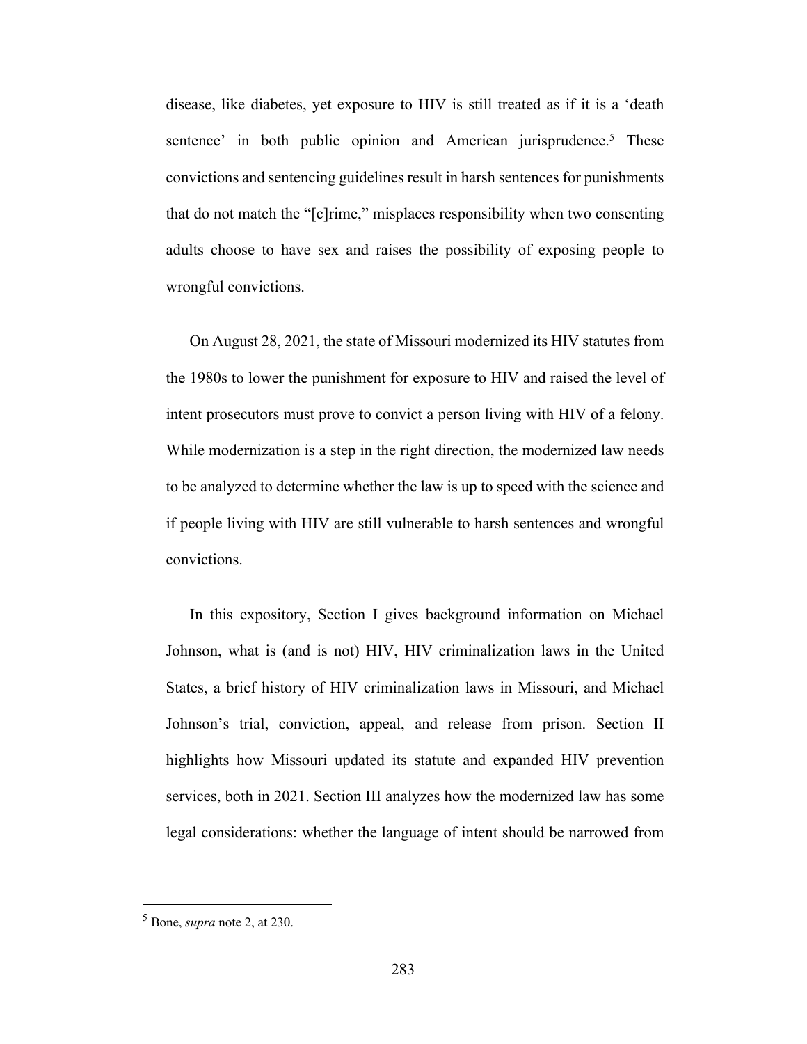disease, like diabetes, yet exposure to HIV is still treated as if it is a 'death sentence' in both public opinion and American jurisprudence.[5] These convictions and sentencing guidelines result in harsh sentences for punishments that do not match the "[c]rime," misplaces responsibility when two consenting adults choose to have sex and raises the possibility of exposing people to wrongful convictions.

On August 28, 2021, the state of Missouri modernized its HIV statutes from the 1980s to lower the punishment for exposure to HIV and raised the level of intent prosecutors must prove to convict a person living with HIV of a felony. While modernization is a step in the right direction, the modernized law needs to be analyzed to determine whether the law is up to speed with the science and if people living with HIV are still vulnerable to harsh sentences and wrongful convictions.

In this expository, Section I gives background information on Michael Johnson, what is (and is not) HIV, HIV criminalization laws in the United States, a brief history of HIV criminalization laws in Missouri, and Michael Johnson's trial, conviction, appeal, and release from prison. Section II highlights how Missouri updated its statute and expanded HIV prevention services, both in 2021. Section III analyzes how the modernized law has some legal considerations: whether the language of intent should be narrowed from

---

[5] Bone, *supra* note 2, at 230.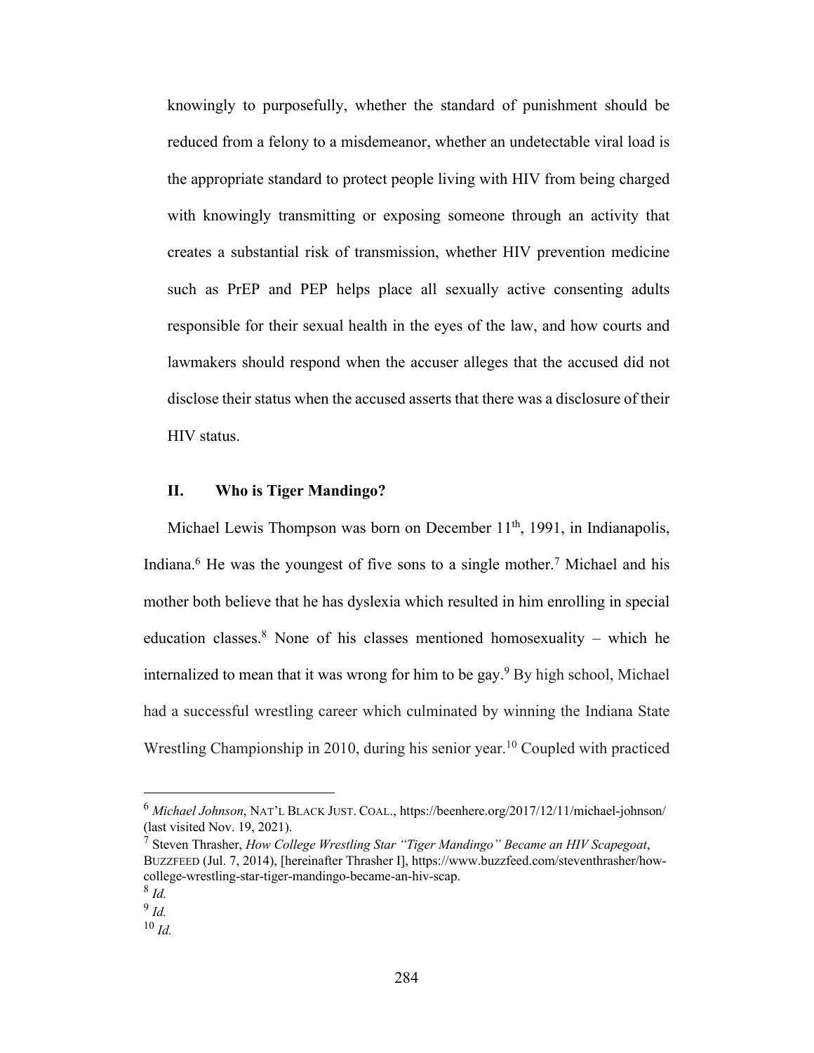knowingly to purposefully, whether the standard of punishment should be reduced from a felony to a misdemeanor, whether an undetectable viral load is the appropriate standard to protect people living with HIV from being charged with knowingly transmitting or exposing someone through an activity that creates a substantial risk of transmission, whether HIV prevention medicine such as PrEP and PEP helps place all sexually active consenting adults responsible for their sexual health in the eyes of the law, and how courts and lawmakers should respond when the accuser alleges that the accused did not disclose their status when the accused asserts that there was a disclosure of their HIV status.

## II. Who is Tiger Mandingo?

Michael Lewis Thompson was born on December 11th, 1991, in Indianapolis, Indiana.[6] He was the youngest of five sons to a single mother.[7] Michael and his mother both believe that he has dyslexia which resulted in him enrolling in special education classes.[8] None of his classes mentioned homosexuality – which he internalized to mean that it was wrong for him to be gay.[9] By high school, Michael had a successful wrestling career which culminated by winning the Indiana State Wrestling Championship in 2010, during his senior year.[10] Coupled with practiced

---

[6] *Michael Johnson*, NAT'L BLACK JUST. COAL., https://beenhere.org/2017/12/11/michael-johnson/ (last visited Nov. 19, 2021).

[7] Steven Thrasher, *How College Wrestling Star "Tiger Mandingo" Became an HIV Scapegoat*, BUZZFEED (Jul. 7, 2014), [hereinafter Thrasher I], https://www.buzzfeed.com/steventhrasher/how-college-wrestling-star-tiger-mandingo-became-an-hiv-scap.

[8] *Id.*

[9] *Id.*

[10] *Id.*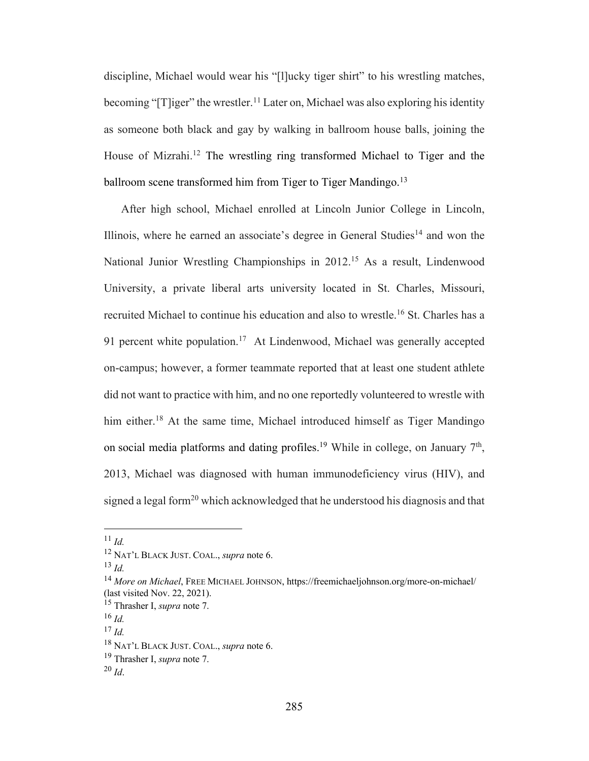discipline, Michael would wear his "[l]ucky tiger shirt" to his wrestling matches, becoming "[T]iger" the wrestler.[11] Later on, Michael was also exploring his identity as someone both black and gay by walking in ballroom house balls, joining the House of Mizrahi.[12] The wrestling ring transformed Michael to Tiger and the ballroom scene transformed him from Tiger to Tiger Mandingo.[13]

After high school, Michael enrolled at Lincoln Junior College in Lincoln, Illinois, where he earned an associate's degree in General Studies[14] and won the National Junior Wrestling Championships in 2012.[15] As a result, Lindenwood University, a private liberal arts university located in St. Charles, Missouri, recruited Michael to continue his education and also to wrestle.[16] St. Charles has a 91 percent white population.[17] At Lindenwood, Michael was generally accepted on-campus; however, a former teammate reported that at least one student athlete did not want to practice with him, and no one reportedly volunteered to wrestle with him either.[18] At the same time, Michael introduced himself as Tiger Mandingo on social media platforms and dating profiles.[19] While in college, on January 7th, 2013, Michael was diagnosed with human immunodeficiency virus (HIV), and signed a legal form[20] which acknowledged that he understood his diagnosis and that

---

[11] *Id.*

[12] NAT'L BLACK JUST. COAL., *supra* note 6.

[13] *Id.*

[14] *More on Michael*, FREE MICHAEL JOHNSON, https://freemichaeljohnson.org/more-on-michael/ (last visited Nov. 22, 2021).

[15] Thrasher I, *supra* note 7.

[16] *Id.*

[17] *Id.*

[18] NAT'L BLACK JUST. COAL., *supra* note 6.

[19] Thrasher I, *supra* note 7.

[20] *Id*.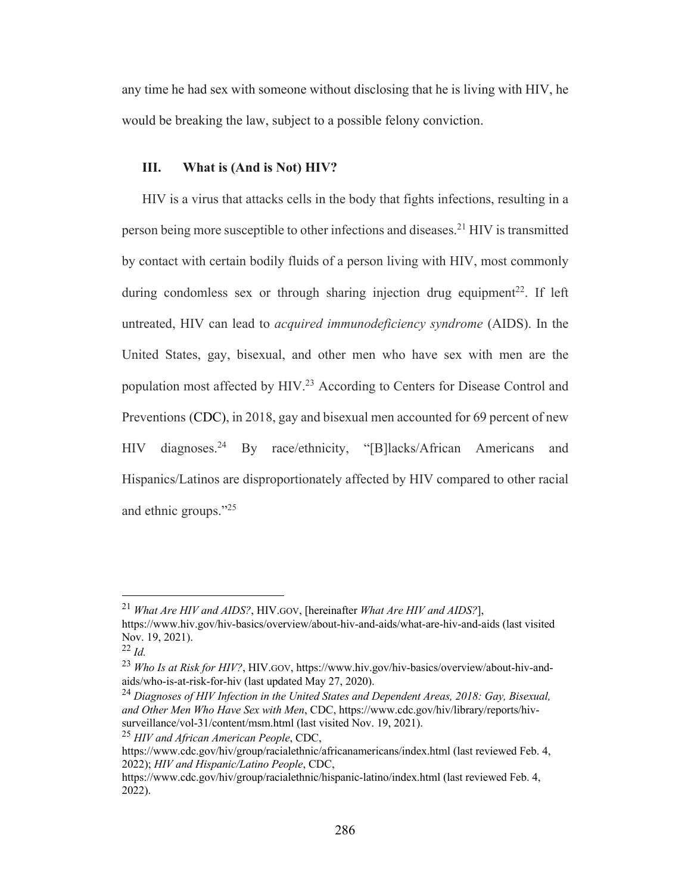any time he had sex with someone without disclosing that he is living with HIV, he would be breaking the law, subject to a possible felony conviction.

## III. What is (And is Not) HIV?

HIV is a virus that attacks cells in the body that fights infections, resulting in a person being more susceptible to other infections and diseases.[21] HIV is transmitted by contact with certain bodily fluids of a person living with HIV, most commonly during condomless sex or through sharing injection drug equipment[22]. If left untreated, HIV can lead to *acquired immunodeficiency syndrome* (AIDS). In the United States, gay, bisexual, and other men who have sex with men are the population most affected by HIV.[23] According to Centers for Disease Control and Preventions (CDC), in 2018, gay and bisexual men accounted for 69 percent of new HIV diagnoses.[24] By race/ethnicity, "[B]lacks/African Americans and Hispanics/Latinos are disproportionately affected by HIV compared to other racial and ethnic groups."[25]

---

[21] *What Are HIV and AIDS?*, HIV.GOV, [hereinafter *What Are HIV and AIDS?*], https://www.hiv.gov/hiv-basics/overview/about-hiv-and-aids/what-are-hiv-and-aids (last visited Nov. 19, 2021).

[22] *Id.*

[23] *Who Is at Risk for HIV?*, HIV.GOV, https://www.hiv.gov/hiv-basics/overview/about-hiv-and-aids/who-is-at-risk-for-hiv (last updated May 27, 2020).

[24] *Diagnoses of HIV Infection in the United States and Dependent Areas, 2018: Gay, Bisexual, and Other Men Who Have Sex with Men*, CDC, https://www.cdc.gov/hiv/library/reports/hiv-surveillance/vol-31/content/msm.html (last visited Nov. 19, 2021).

[25] *HIV and African American People*, CDC, https://www.cdc.gov/hiv/group/racialethnic/africanamericans/index.html (last reviewed Feb. 4, 2022); *HIV and Hispanic/Latino People*, CDC, https://www.cdc.gov/hiv/group/racialethnic/hispanic-latino/index.html (last reviewed Feb. 4, 2022).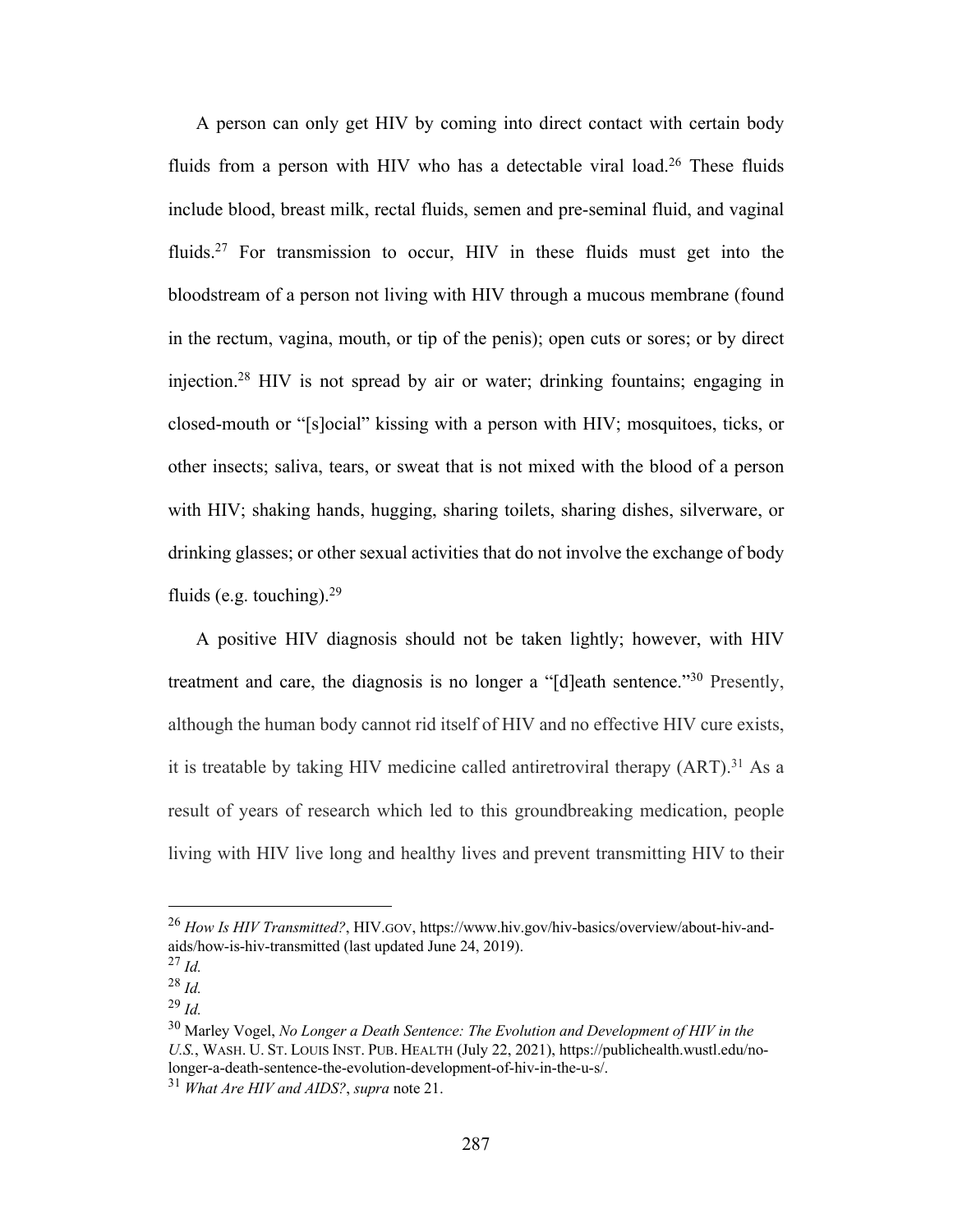A person can only get HIV by coming into direct contact with certain body fluids from a person with HIV who has a detectable viral load.[26] These fluids include blood, breast milk, rectal fluids, semen and pre-seminal fluid, and vaginal fluids.[27] For transmission to occur, HIV in these fluids must get into the bloodstream of a person not living with HIV through a mucous membrane (found in the rectum, vagina, mouth, or tip of the penis); open cuts or sores; or by direct injection.[28] HIV is not spread by air or water; drinking fountains; engaging in closed-mouth or "[s]ocial" kissing with a person with HIV; mosquitoes, ticks, or other insects; saliva, tears, or sweat that is not mixed with the blood of a person with HIV; shaking hands, hugging, sharing toilets, sharing dishes, silverware, or drinking glasses; or other sexual activities that do not involve the exchange of body fluids (e.g. touching).[29]

A positive HIV diagnosis should not be taken lightly; however, with HIV treatment and care, the diagnosis is no longer a "[d]eath sentence."[30] Presently, although the human body cannot rid itself of HIV and no effective HIV cure exists, it is treatable by taking HIV medicine called antiretroviral therapy (ART).[31] As a result of years of research which led to this groundbreaking medication, people living with HIV live long and healthy lives and prevent transmitting HIV to their

---

[26] *How Is HIV Transmitted?*, HIV.GOV, https://www.hiv.gov/hiv-basics/overview/about-hiv-and-aids/how-is-hiv-transmitted (last updated June 24, 2019).
[27] *Id.*
[28] *Id.*
[29] *Id.*
[30] Marley Vogel, *No Longer a Death Sentence: The Evolution and Development of HIV in the U.S.*, WASH. U. ST. LOUIS INST. PUB. HEALTH (July 22, 2021), https://publichealth.wustl.edu/no-longer-a-death-sentence-the-evolution-development-of-hiv-in-the-u-s/.
[31] *What Are HIV and AIDS?*, *supra* note 21.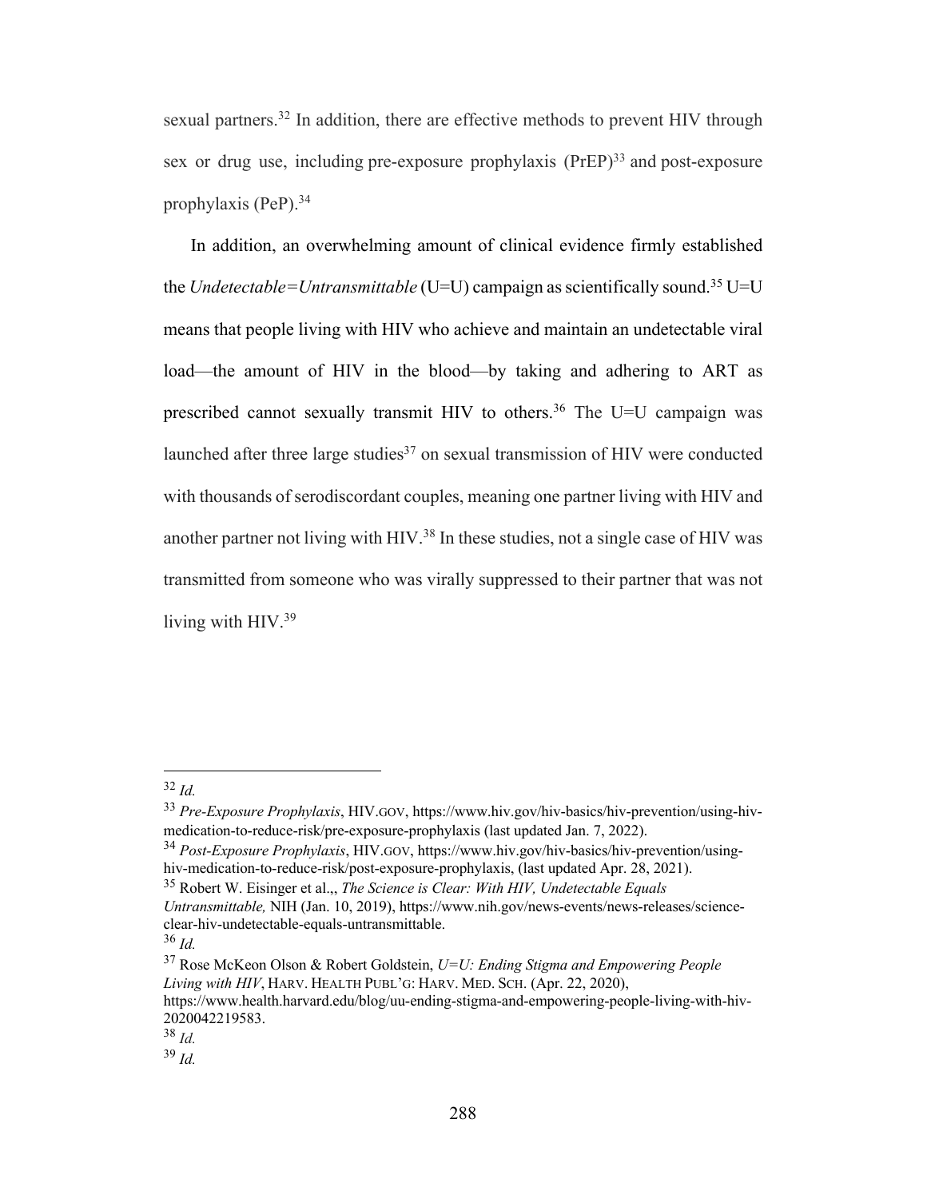sexual partners.[32] In addition, there are effective methods to prevent HIV through sex or drug use, including pre-exposure prophylaxis (PrEP)[33] and post-exposure prophylaxis (PeP).[34]

In addition, an overwhelming amount of clinical evidence firmly established the *Undetectable=Untransmittable* (U=U) campaign as scientifically sound.[35] U=U means that people living with HIV who achieve and maintain an undetectable viral load—the amount of HIV in the blood—by taking and adhering to ART as prescribed cannot sexually transmit HIV to others.[36] The U=U campaign was launched after three large studies[37] on sexual transmission of HIV were conducted with thousands of serodiscordant couples, meaning one partner living with HIV and another partner not living with HIV.[38] In these studies, not a single case of HIV was transmitted from someone who was virally suppressed to their partner that was not living with HIV.[39]

---

[32] *Id.*

[33] *Pre-Exposure Prophylaxis*, HIV.GOV, https://www.hiv.gov/hiv-basics/hiv-prevention/using-hiv-medication-to-reduce-risk/pre-exposure-prophylaxis (last updated Jan. 7, 2022).

[34] *Post-Exposure Prophylaxis*, HIV.GOV, https://www.hiv.gov/hiv-basics/hiv-prevention/using-hiv-medication-to-reduce-risk/post-exposure-prophylaxis, (last updated Apr. 28, 2021).

[35] Robert W. Eisinger et al.,, *The Science is Clear: With HIV, Undetectable Equals Untransmittable,* NIH (Jan. 10, 2019), https://www.nih.gov/news-events/news-releases/science-clear-hiv-undetectable-equals-untransmittable.

[36] *Id.*

[37] Rose McKeon Olson & Robert Goldstein, *U=U: Ending Stigma and Empowering People Living with HIV*, HARV. HEALTH PUBL'G: HARV. MED. SCH. (Apr. 22, 2020), https://www.health.harvard.edu/blog/uu-ending-stigma-and-empowering-people-living-with-hiv-2020042219583.

[38] *Id.*

[39] *Id.*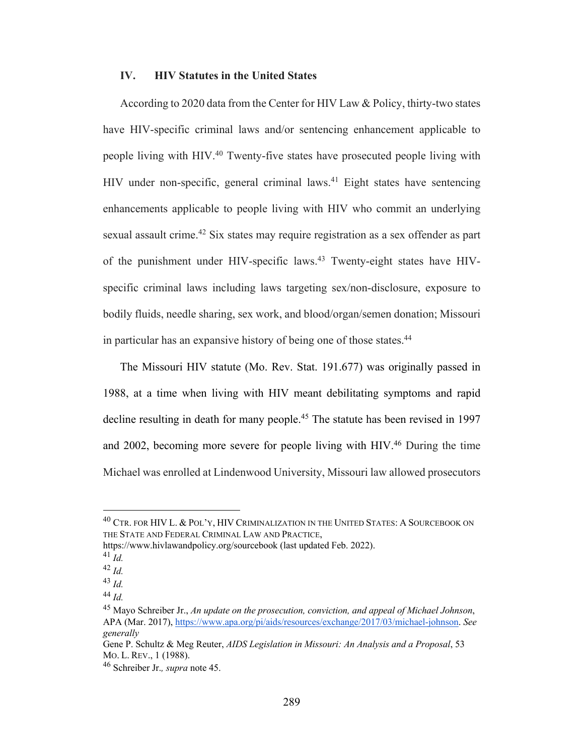## IV. HIV Statutes in the United States

According to 2020 data from the Center for HIV Law & Policy, thirty-two states have HIV-specific criminal laws and/or sentencing enhancement applicable to people living with HIV.[40] Twenty-five states have prosecuted people living with HIV under non-specific, general criminal laws.[41] Eight states have sentencing enhancements applicable to people living with HIV who commit an underlying sexual assault crime.[42] Six states may require registration as a sex offender as part of the punishment under HIV-specific laws.[43] Twenty-eight states have HIV-specific criminal laws including laws targeting sex/non-disclosure, exposure to bodily fluids, needle sharing, sex work, and blood/organ/semen donation; Missouri in particular has an expansive history of being one of those states.[44]

The Missouri HIV statute (Mo. Rev. Stat. 191.677) was originally passed in 1988, at a time when living with HIV meant debilitating symptoms and rapid decline resulting in death for many people.[45] The statute has been revised in 1997 and 2002, becoming more severe for people living with HIV.[46] During the time Michael was enrolled at Lindenwood University, Missouri law allowed prosecutors

---

[40] CTR. FOR HIV L. & POL'Y, HIV CRIMINALIZATION IN THE UNITED STATES: A SOURCEBOOK ON THE STATE AND FEDERAL CRIMINAL LAW AND PRACTICE, https://www.hivlawandpolicy.org/sourcebook (last updated Feb. 2022).

[41] *Id.*

[42] *Id.*

[43] *Id.*

[44] *Id.*

[45] Mayo Schreiber Jr., *An update on the prosecution, conviction, and appeal of Michael Johnson*, APA (Mar. 2017), https://www.apa.org/pi/aids/resources/exchange/2017/03/michael-johnson. *See generally* Gene P. Schultz & Meg Reuter, *AIDS Legislation in Missouri: An Analysis and a Proposal*, 53 MO. L. REV., 1 (1988).

[46] Schreiber Jr.*, supra* note 45.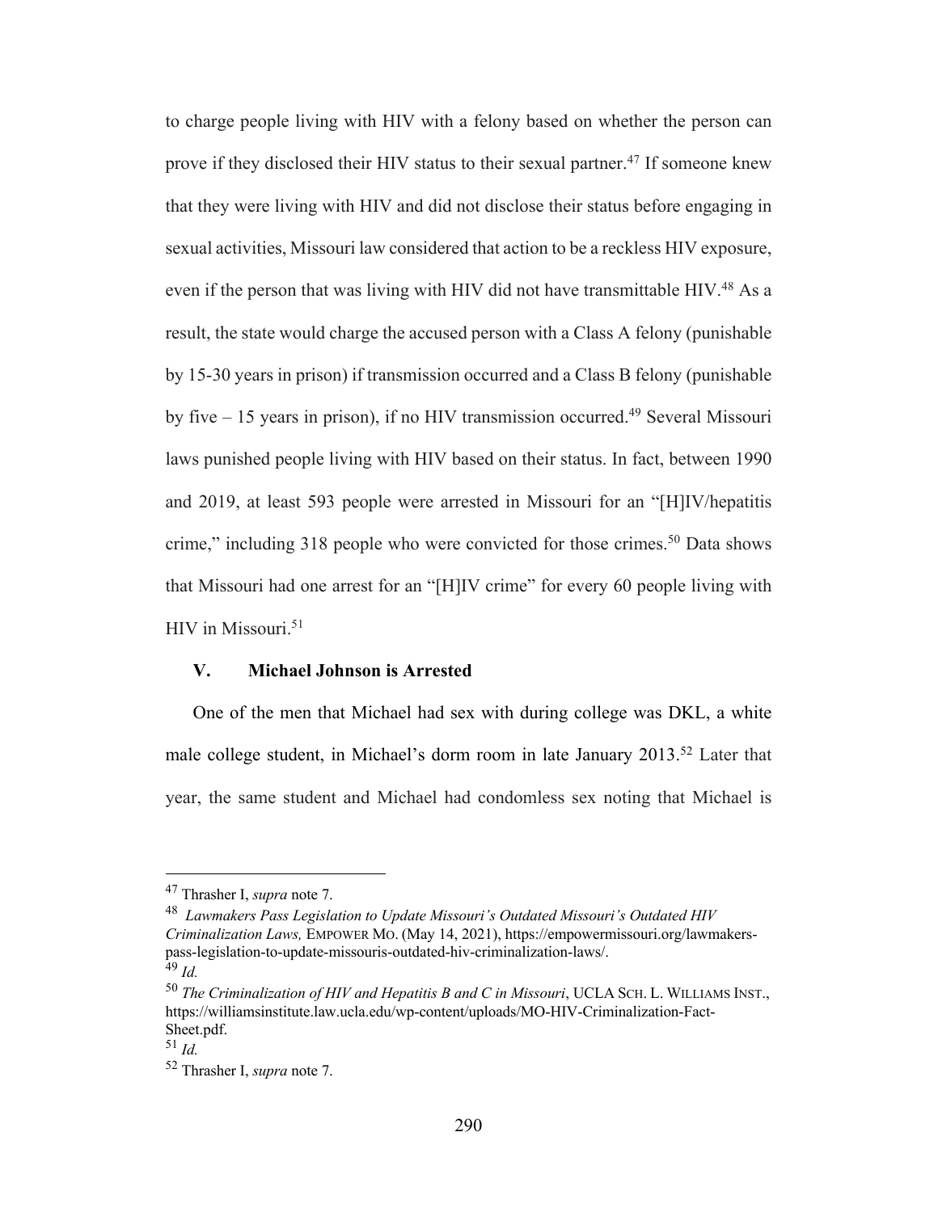to charge people living with HIV with a felony based on whether the person can prove if they disclosed their HIV status to their sexual partner.[47] If someone knew that they were living with HIV and did not disclose their status before engaging in sexual activities, Missouri law considered that action to be a reckless HIV exposure, even if the person that was living with HIV did not have transmittable HIV.[48] As a result, the state would charge the accused person with a Class A felony (punishable by 15-30 years in prison) if transmission occurred and a Class B felony (punishable by five – 15 years in prison), if no HIV transmission occurred.[49] Several Missouri laws punished people living with HIV based on their status. In fact, between 1990 and 2019, at least 593 people were arrested in Missouri for an "[H]IV/hepatitis crime," including 318 people who were convicted for those crimes.[50] Data shows that Missouri had one arrest for an "[H]IV crime" for every 60 people living with HIV in Missouri.[51]

## V. Michael Johnson is Arrested

One of the men that Michael had sex with during college was DKL, a white male college student, in Michael's dorm room in late January 2013.[52] Later that year, the same student and Michael had condomless sex noting that Michael is

---

[47] Thrasher I, *supra* note 7.

[48] *Lawmakers Pass Legislation to Update Missouri's Outdated Missouri's Outdated HIV Criminalization Laws,* EMPOWER MO. (May 14, 2021), https://empowermissouri.org/lawmakers-pass-legislation-to-update-missouris-outdated-hiv-criminalization-laws/.

[49] *Id.*

[50] *The Criminalization of HIV and Hepatitis B and C in Missouri*, UCLA SCH. L. WILLIAMS INST., https://williamsinstitute.law.ucla.edu/wp-content/uploads/MO-HIV-Criminalization-Fact-Sheet.pdf.

[51] *Id.*

[52] Thrasher I, *supra* note 7.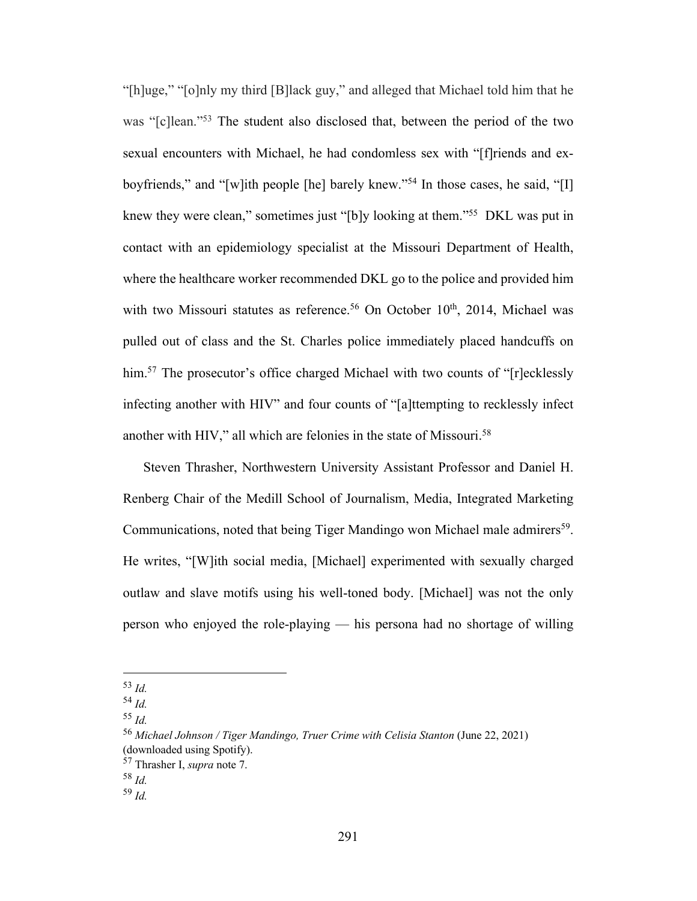"[h]uge," "[o]nly my third [B]lack guy," and alleged that Michael told him that he was "[c]lean."[53] The student also disclosed that, between the period of the two sexual encounters with Michael, he had condomless sex with "[f]riends and ex-boyfriends," and "[w]ith people [he] barely knew."[54] In those cases, he said, "[I] knew they were clean," sometimes just "[b]y looking at them."[55] DKL was put in contact with an epidemiology specialist at the Missouri Department of Health, where the healthcare worker recommended DKL go to the police and provided him with two Missouri statutes as reference.[56] On October 10th, 2014, Michael was pulled out of class and the St. Charles police immediately placed handcuffs on him.[57] The prosecutor's office charged Michael with two counts of "[r]ecklessly infecting another with HIV" and four counts of "[a]ttempting to recklessly infect another with HIV," all which are felonies in the state of Missouri.[58]

Steven Thrasher, Northwestern University Assistant Professor and Daniel H. Renberg Chair of the Medill School of Journalism, Media, Integrated Marketing Communications, noted that being Tiger Mandingo won Michael male admirers[59]. He writes, "[W]ith social media, [Michael] experimented with sexually charged outlaw and slave motifs using his well-toned body. [Michael] was not the only person who enjoyed the role-playing — his persona had no shortage of willing

---

[53] *Id.*
[54] *Id.*
[55] *Id.*
[56] *Michael Johnson / Tiger Mandingo, Truer Crime with Celisia Stanton* (June 22, 2021) (downloaded using Spotify).
[57] Thrasher I, *supra* note 7.
[58] *Id.*
[59] *Id.*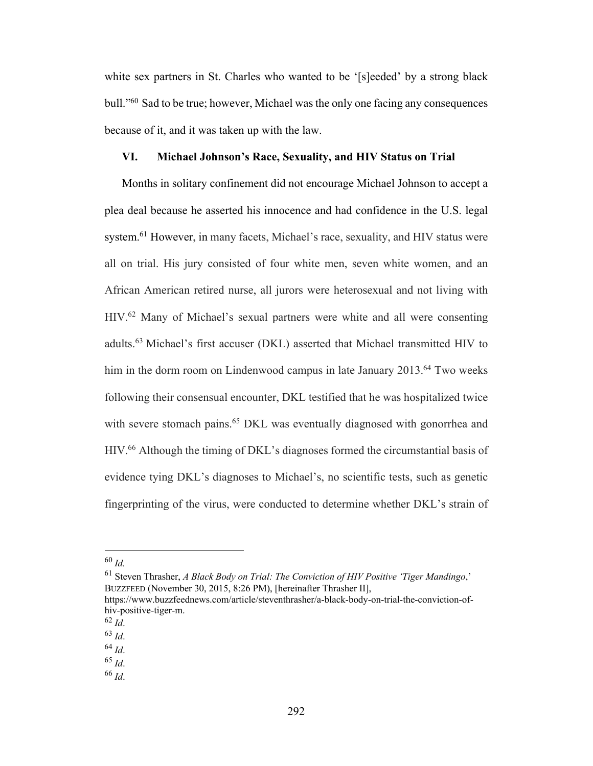white sex partners in St. Charles who wanted to be '[s]eeded' by a strong black bull."[60] Sad to be true; however, Michael was the only one facing any consequences because of it, and it was taken up with the law.

## VI. Michael Johnson's Race, Sexuality, and HIV Status on Trial

Months in solitary confinement did not encourage Michael Johnson to accept a plea deal because he asserted his innocence and had confidence in the U.S. legal system.[61] However, in many facets, Michael's race, sexuality, and HIV status were all on trial. His jury consisted of four white men, seven white women, and an African American retired nurse, all jurors were heterosexual and not living with HIV.[62] Many of Michael's sexual partners were white and all were consenting adults.[63] Michael's first accuser (DKL) asserted that Michael transmitted HIV to him in the dorm room on Lindenwood campus in late January 2013.[64] Two weeks following their consensual encounter, DKL testified that he was hospitalized twice with severe stomach pains.[65] DKL was eventually diagnosed with gonorrhea and HIV.[66] Although the timing of DKL's diagnoses formed the circumstantial basis of evidence tying DKL's diagnoses to Michael's, no scientific tests, such as genetic fingerprinting of the virus, were conducted to determine whether DKL's strain of

---

[60] *Id.*

[61] Steven Thrasher, *A Black Body on Trial: The Conviction of HIV Positive 'Tiger Mandingo*,' BUZZFEED (November 30, 2015, 8:26 PM), [hereinafter Thrasher II], https://www.buzzfeednews.com/article/steventhrasher/a-black-body-on-trial-the-conviction-of-hiv-positive-tiger-m.

[62] *Id*.

[63] *Id*.

[64] *Id*.

[65] *Id*.

[66] *Id*.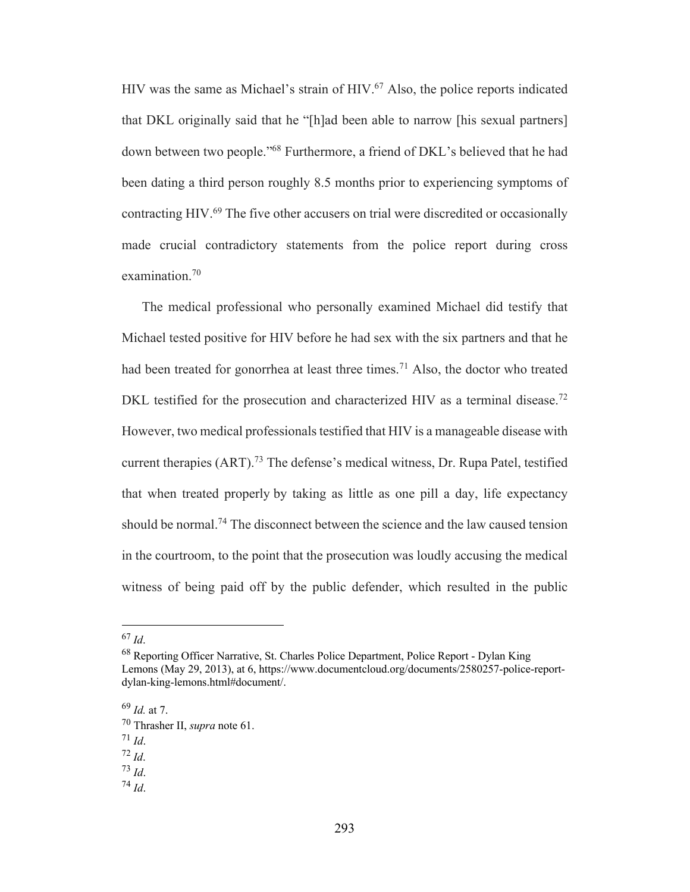HIV was the same as Michael's strain of HIV.[67] Also, the police reports indicated that DKL originally said that he "[h]ad been able to narrow [his sexual partners] down between two people."[68] Furthermore, a friend of DKL's believed that he had been dating a third person roughly 8.5 months prior to experiencing symptoms of contracting HIV.[69] The five other accusers on trial were discredited or occasionally made crucial contradictory statements from the police report during cross examination.[70]

The medical professional who personally examined Michael did testify that Michael tested positive for HIV before he had sex with the six partners and that he had been treated for gonorrhea at least three times.[71] Also, the doctor who treated DKL testified for the prosecution and characterized HIV as a terminal disease.[72] However, two medical professionals testified that HIV is a manageable disease with current therapies (ART).[73] The defense's medical witness, Dr. Rupa Patel, testified that when treated properly by taking as little as one pill a day, life expectancy should be normal.[74] The disconnect between the science and the law caused tension in the courtroom, to the point that the prosecution was loudly accusing the medical witness of being paid off by the public defender, which resulted in the public

---

[67] *Id*.

[68] Reporting Officer Narrative, St. Charles Police Department, Police Report - Dylan King Lemons (May 29, 2013), at 6, https://www.documentcloud.org/documents/2580257-police-report-dylan-king-lemons.html#document/.

[69] *Id.* at 7.

[70] Thrasher II, *supra* note 61.

[71] *Id*.

[72] *Id*.

[73] *Id*.

[74] *Id*.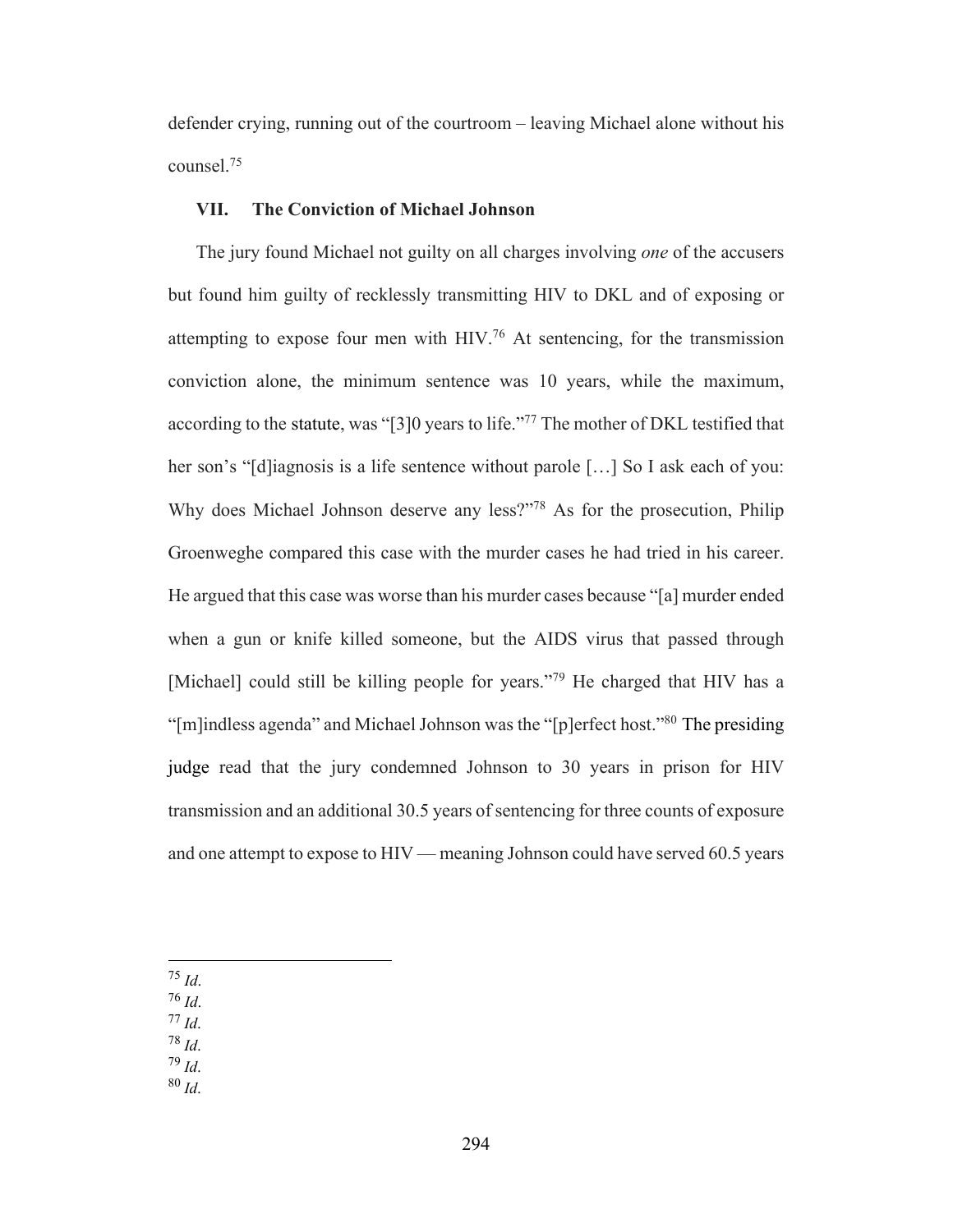defender crying, running out of the courtroom – leaving Michael alone without his counsel.[75]

## VII. The Conviction of Michael Johnson

The jury found Michael not guilty on all charges involving *one* of the accusers but found him guilty of recklessly transmitting HIV to DKL and of exposing or attempting to expose four men with HIV.[76] At sentencing, for the transmission conviction alone, the minimum sentence was 10 years, while the maximum, according to the statute, was "[3]0 years to life."[77] The mother of DKL testified that her son's "[d]iagnosis is a life sentence without parole […] So I ask each of you: Why does Michael Johnson deserve any less?"[78] As for the prosecution, Philip Groenweghe compared this case with the murder cases he had tried in his career. He argued that this case was worse than his murder cases because "[a] murder ended when a gun or knife killed someone, but the AIDS virus that passed through [Michael] could still be killing people for years."[79] He charged that HIV has a "[m]indless agenda" and Michael Johnson was the "[p]erfect host."[80] The presiding judge read that the jury condemned Johnson to 30 years in prison for HIV transmission and an additional 30.5 years of sentencing for three counts of exposure and one attempt to expose to HIV — meaning Johnson could have served 60.5 years

[75] *Id*.
[76] *Id*.
[77] *Id*.
[78] *Id*.
[79] *Id*.
[80] *Id*.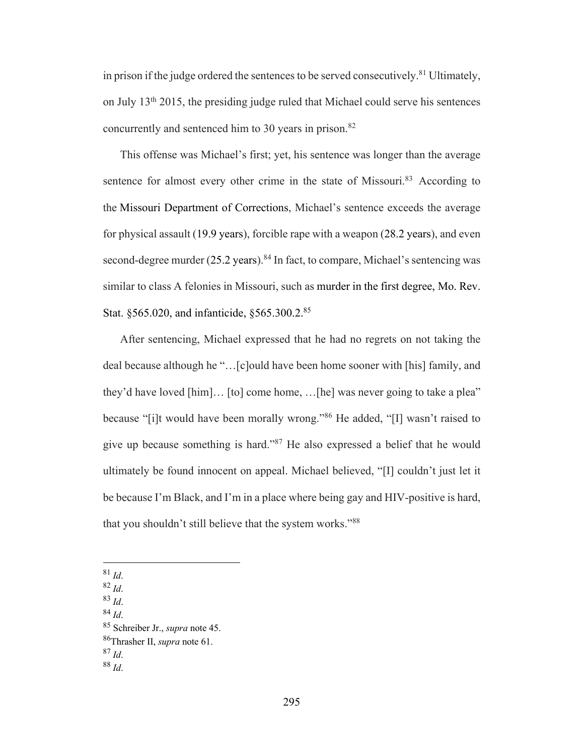in prison if the judge ordered the sentences to be served consecutively.[81] Ultimately, on July 13th 2015, the presiding judge ruled that Michael could serve his sentences concurrently and sentenced him to 30 years in prison.[82]

This offense was Michael's first; yet, his sentence was longer than the average sentence for almost every other crime in the state of Missouri.[83] According to the Missouri Department of Corrections, Michael's sentence exceeds the average for physical assault (19.9 years), forcible rape with a weapon (28.2 years), and even second-degree murder (25.2 years).[84] In fact, to compare, Michael's sentencing was similar to class A felonies in Missouri, such as murder in the first degree, Mo. Rev. Stat. §565.020, and infanticide, §565.300.2.[85]

After sentencing, Michael expressed that he had no regrets on not taking the deal because although he "…[c]ould have been home sooner with [his] family, and they'd have loved [him]… [to] come home, …[he] was never going to take a plea" because "[i]t would have been morally wrong."[86] He added, "[I] wasn't raised to give up because something is hard."[87] He also expressed a belief that he would ultimately be found innocent on appeal. Michael believed, "[I] couldn't just let it be because I'm Black, and I'm in a place where being gay and HIV-positive is hard, that you shouldn't still believe that the system works."[88]

---

[81] *Id*.
[82] *Id*.
[83] *Id*.
[84] *Id*.
[85] Schreiber Jr., *supra* note 45.
[86] Thrasher II, *supra* note 61.
[87] *Id*.
[88] *Id*.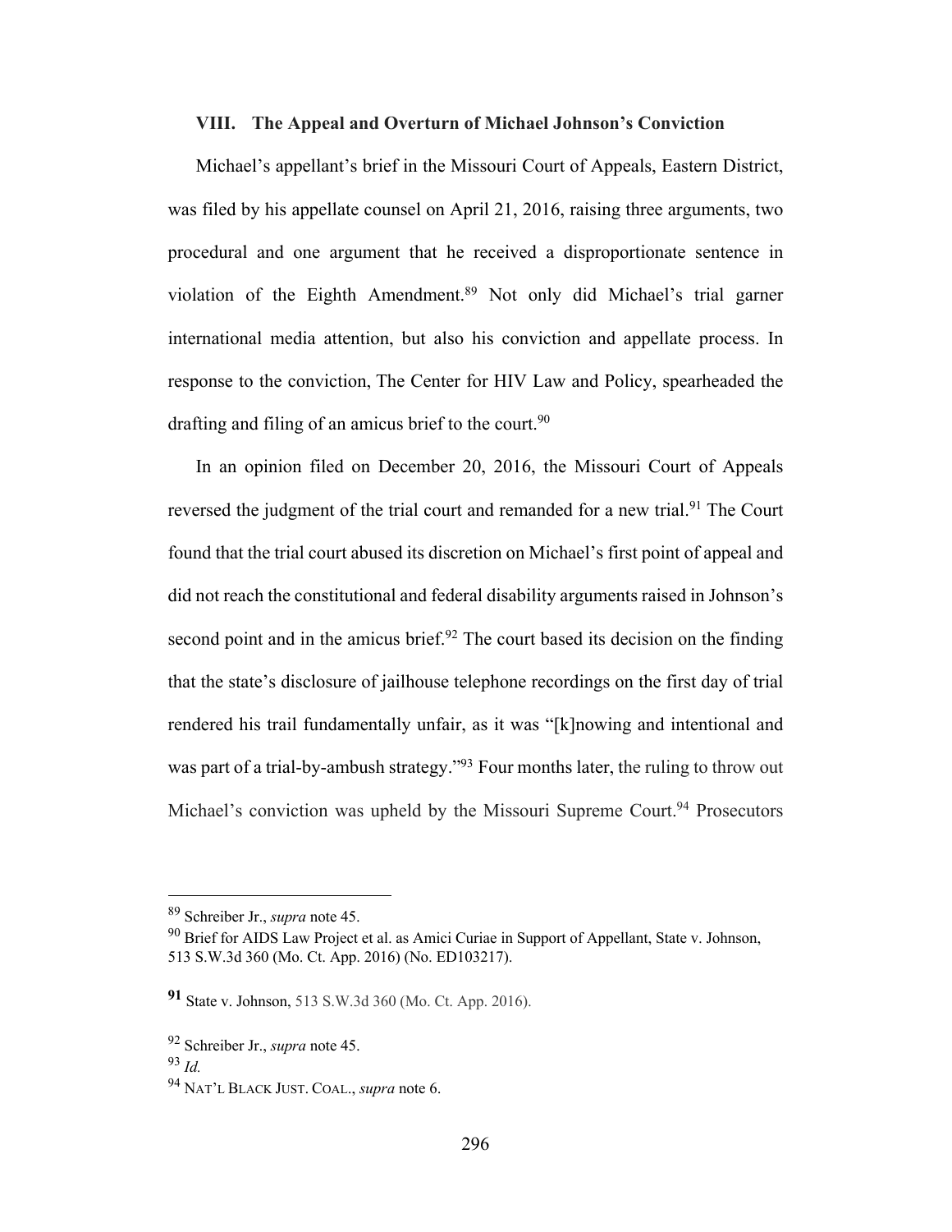## VIII. The Appeal and Overturn of Michael Johnson's Conviction

Michael's appellant's brief in the Missouri Court of Appeals, Eastern District, was filed by his appellate counsel on April 21, 2016, raising three arguments, two procedural and one argument that he received a disproportionate sentence in violation of the Eighth Amendment.[89] Not only did Michael's trial garner international media attention, but also his conviction and appellate process. In response to the conviction, The Center for HIV Law and Policy, spearheaded the drafting and filing of an amicus brief to the court.[90]

In an opinion filed on December 20, 2016, the Missouri Court of Appeals reversed the judgment of the trial court and remanded for a new trial.[91] The Court found that the trial court abused its discretion on Michael's first point of appeal and did not reach the constitutional and federal disability arguments raised in Johnson's second point and in the amicus brief.[92] The court based its decision on the finding that the state's disclosure of jailhouse telephone recordings on the first day of trial rendered his trail fundamentally unfair, as it was "[k]nowing and intentional and was part of a trial-by-ambush strategy."[93] Four months later, the ruling to throw out Michael's conviction was upheld by the Missouri Supreme Court.[94] Prosecutors

---

[89] Schreiber Jr., *supra* note 45.

[90] Brief for AIDS Law Project et al. as Amici Curiae in Support of Appellant, State v. Johnson, 513 S.W.3d 360 (Mo. Ct. App. 2016) (No. ED103217).

[91] State v. Johnson, 513 S.W.3d 360 (Mo. Ct. App. 2016).

[92] Schreiber Jr., *supra* note 45.

[93] *Id.*

[94] NAT'L BLACK JUST. COAL., *supra* note 6.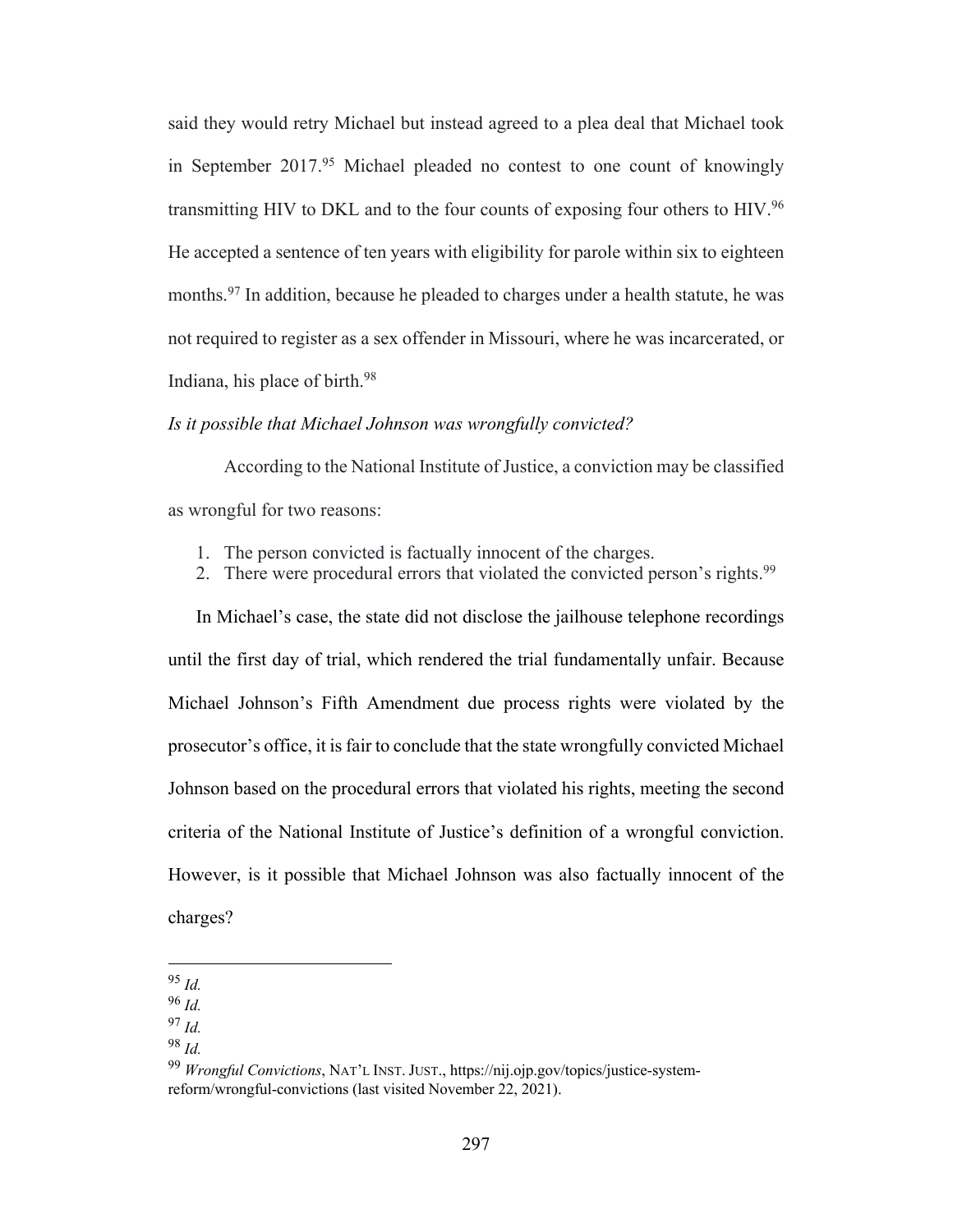said they would retry Michael but instead agreed to a plea deal that Michael took in September 2017.[95] Michael pleaded no contest to one count of knowingly transmitting HIV to DKL and to the four counts of exposing four others to HIV.[96] He accepted a sentence of ten years with eligibility for parole within six to eighteen months.[97] In addition, because he pleaded to charges under a health statute, he was not required to register as a sex offender in Missouri, where he was incarcerated, or Indiana, his place of birth.[98]

*Is it possible that Michael Johnson was wrongfully convicted?*

According to the National Institute of Justice, a conviction may be classified as wrongful for two reasons:

1. The person convicted is factually innocent of the charges.
2. There were procedural errors that violated the convicted person's rights.[99]

In Michael's case, the state did not disclose the jailhouse telephone recordings until the first day of trial, which rendered the trial fundamentally unfair. Because Michael Johnson's Fifth Amendment due process rights were violated by the prosecutor's office, it is fair to conclude that the state wrongfully convicted Michael Johnson based on the procedural errors that violated his rights, meeting the second criteria of the National Institute of Justice's definition of a wrongful conviction. However, is it possible that Michael Johnson was also factually innocent of the charges?

---

[95] *Id.*

[96] *Id.*

[97] *Id.*

[98] *Id.*

[99] *Wrongful Convictions*, NAT'L INST. JUST., https://nij.ojp.gov/topics/justice-system-reform/wrongful-convictions (last visited November 22, 2021).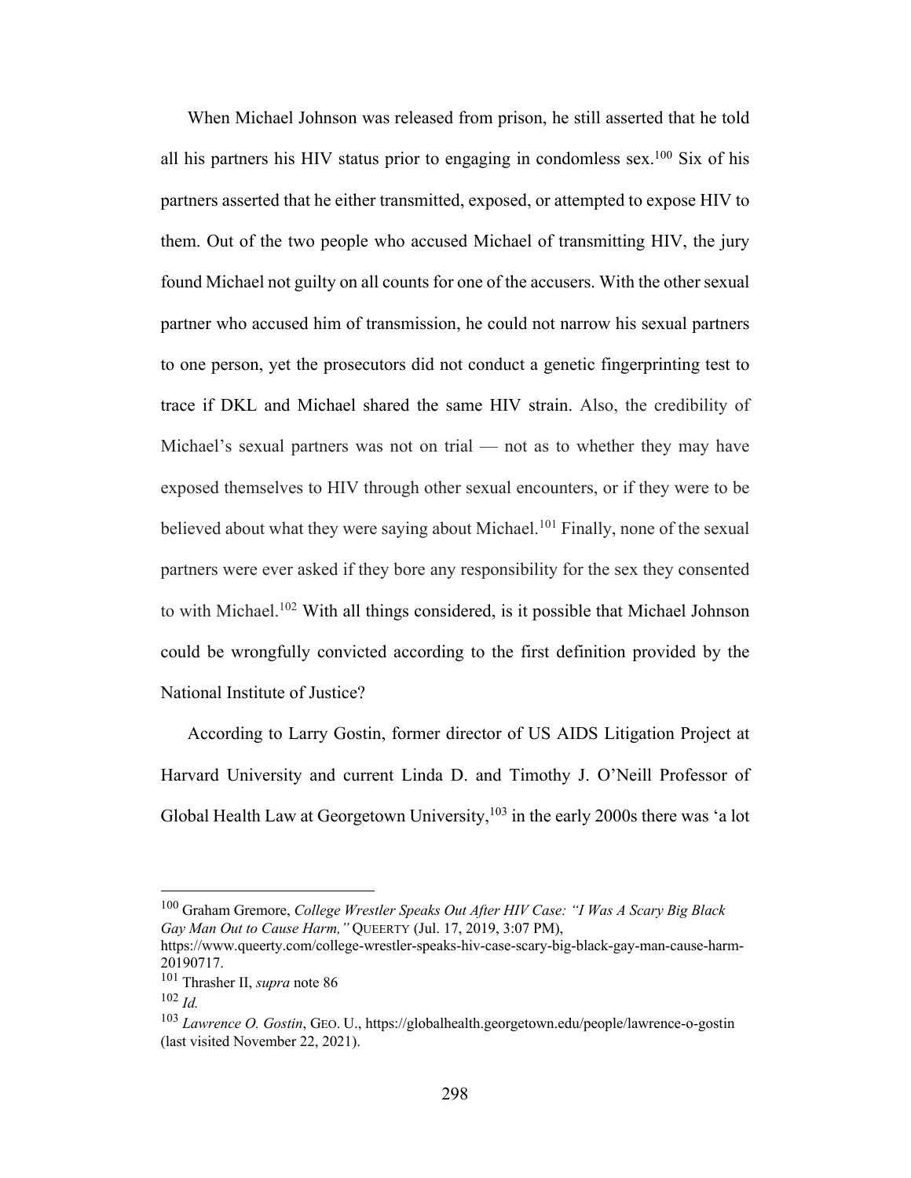When Michael Johnson was released from prison, he still asserted that he told all his partners his HIV status prior to engaging in condomless sex.[100] Six of his partners asserted that he either transmitted, exposed, or attempted to expose HIV to them. Out of the two people who accused Michael of transmitting HIV, the jury found Michael not guilty on all counts for one of the accusers. With the other sexual partner who accused him of transmission, he could not narrow his sexual partners to one person, yet the prosecutors did not conduct a genetic fingerprinting test to trace if DKL and Michael shared the same HIV strain. Also, the credibility of Michael's sexual partners was not on trial — not as to whether they may have exposed themselves to HIV through other sexual encounters, or if they were to be believed about what they were saying about Michael.[101] Finally, none of the sexual partners were ever asked if they bore any responsibility for the sex they consented to with Michael.[102] With all things considered, is it possible that Michael Johnson could be wrongfully convicted according to the first definition provided by the National Institute of Justice?

According to Larry Gostin, former director of US AIDS Litigation Project at Harvard University and current Linda D. and Timothy J. O'Neill Professor of Global Health Law at Georgetown University,[103] in the early 2000s there was 'a lot

---

[100] Graham Gremore, *College Wrestler Speaks Out After HIV Case: "I Was A Scary Big Black Gay Man Out to Cause Harm,"* QUEERTY (Jul. 17, 2019, 3:07 PM), https://www.queerty.com/college-wrestler-speaks-hiv-case-scary-big-black-gay-man-cause-harm-20190717.

[101] Thrasher II, *supra* note 86

[102] *Id.*

[103] *Lawrence O. Gostin*, GEO. U., https://globalhealth.georgetown.edu/people/lawrence-o-gostin (last visited November 22, 2021).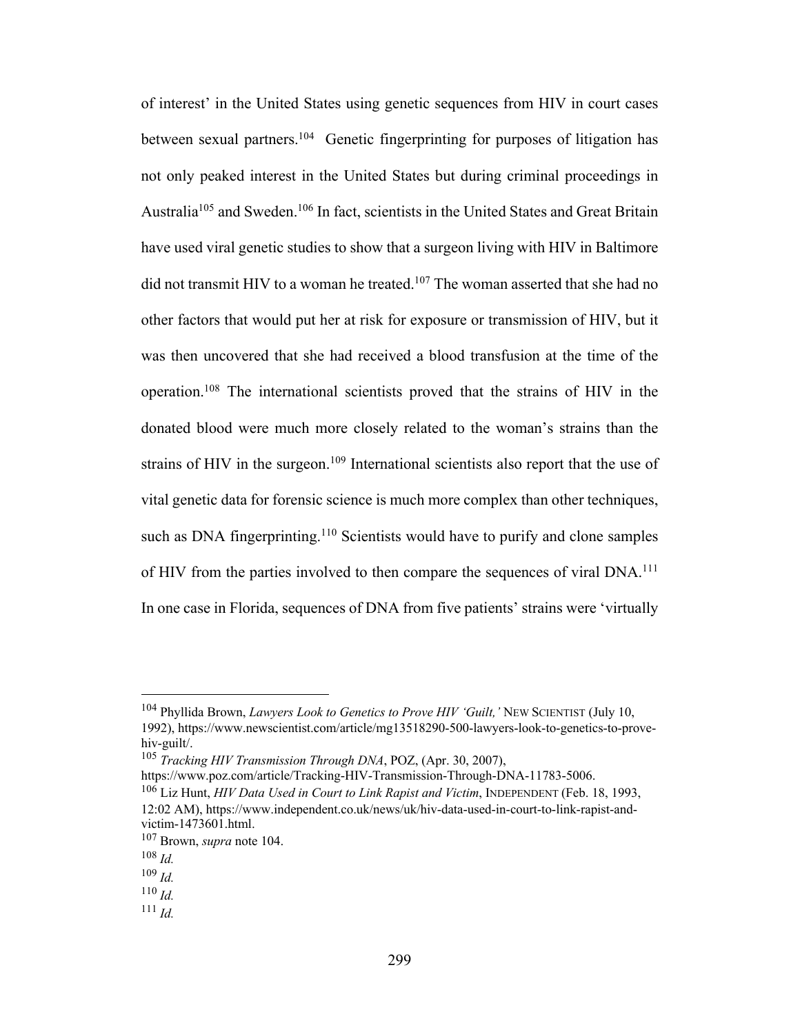of interest' in the United States using genetic sequences from HIV in court cases between sexual partners.[104] Genetic fingerprinting for purposes of litigation has not only peaked interest in the United States but during criminal proceedings in Australia[105] and Sweden.[106] In fact, scientists in the United States and Great Britain have used viral genetic studies to show that a surgeon living with HIV in Baltimore did not transmit HIV to a woman he treated.[107] The woman asserted that she had no other factors that would put her at risk for exposure or transmission of HIV, but it was then uncovered that she had received a blood transfusion at the time of the operation.[108] The international scientists proved that the strains of HIV in the donated blood were much more closely related to the woman's strains than the strains of HIV in the surgeon.[109] International scientists also report that the use of vital genetic data for forensic science is much more complex than other techniques, such as DNA fingerprinting.[110] Scientists would have to purify and clone samples of HIV from the parties involved to then compare the sequences of viral DNA.[111] In one case in Florida, sequences of DNA from five patients' strains were 'virtually

---

[104] Phyllida Brown, *Lawyers Look to Genetics to Prove HIV 'Guilt,'* NEW SCIENTIST (July 10, 1992), https://www.newscientist.com/article/mg13518290-500-lawyers-look-to-genetics-to-prove-hiv-guilt/.

[105] *Tracking HIV Transmission Through DNA*, POZ, (Apr. 30, 2007), https://www.poz.com/article/Tracking-HIV-Transmission-Through-DNA-11783-5006.

[106] Liz Hunt, *HIV Data Used in Court to Link Rapist and Victim*, INDEPENDENT (Feb. 18, 1993, 12:02 AM), https://www.independent.co.uk/news/uk/hiv-data-used-in-court-to-link-rapist-and-victim-1473601.html.

[107] Brown, *supra* note 104.

[108] *Id.*

[109] *Id.*

[110] *Id.*

[111] *Id.*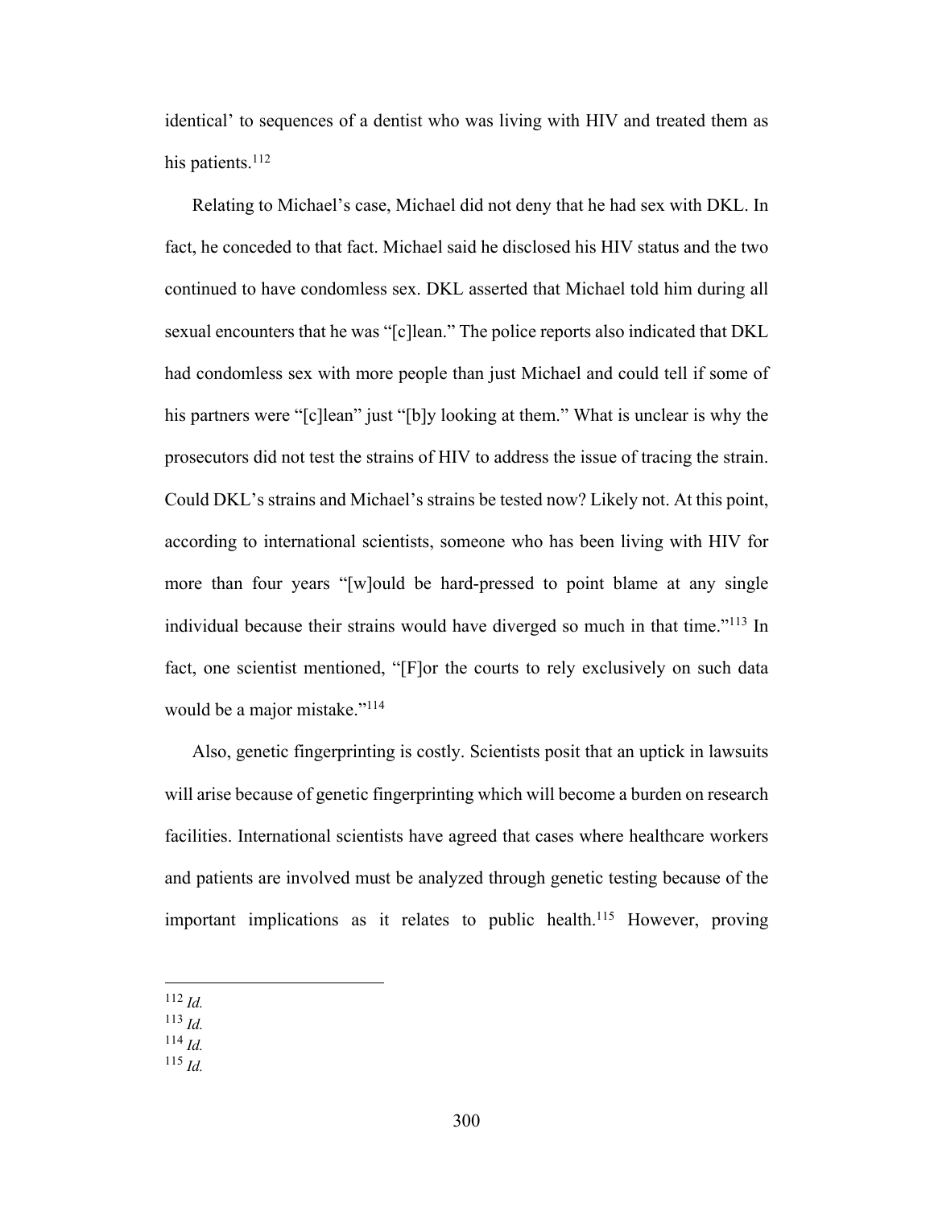identical' to sequences of a dentist who was living with HIV and treated them as his patients.[112]

Relating to Michael's case, Michael did not deny that he had sex with DKL. In fact, he conceded to that fact. Michael said he disclosed his HIV status and the two continued to have condomless sex. DKL asserted that Michael told him during all sexual encounters that he was "[c]lean." The police reports also indicated that DKL had condomless sex with more people than just Michael and could tell if some of his partners were "[c]lean" just "[b]y looking at them." What is unclear is why the prosecutors did not test the strains of HIV to address the issue of tracing the strain. Could DKL's strains and Michael's strains be tested now? Likely not. At this point, according to international scientists, someone who has been living with HIV for more than four years "[w]ould be hard-pressed to point blame at any single individual because their strains would have diverged so much in that time."[113] In fact, one scientist mentioned, "[F]or the courts to rely exclusively on such data would be a major mistake."[114]

Also, genetic fingerprinting is costly. Scientists posit that an uptick in lawsuits will arise because of genetic fingerprinting which will become a burden on research facilities. International scientists have agreed that cases where healthcare workers and patients are involved must be analyzed through genetic testing because of the important implications as it relates to public health.[115] However, proving

---

[112] *Id.*
[113] *Id.*
[114] *Id.*
[115] *Id.*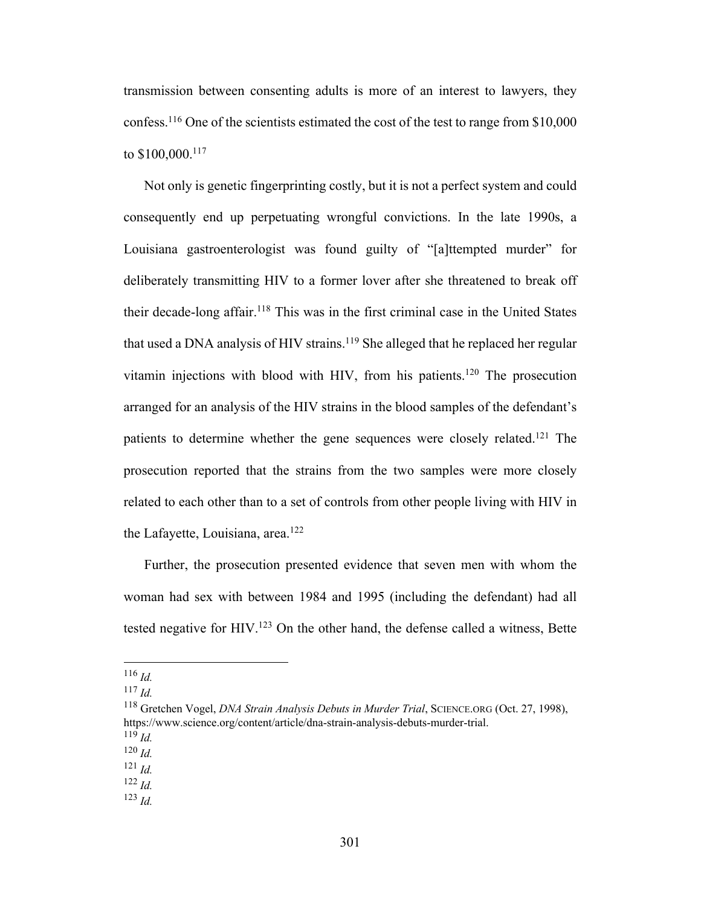transmission between consenting adults is more of an interest to lawyers, they confess.[116] One of the scientists estimated the cost of the test to range from $10,000 to $100,000.[117]

Not only is genetic fingerprinting costly, but it is not a perfect system and could consequently end up perpetuating wrongful convictions. In the late 1990s, a Louisiana gastroenterologist was found guilty of "[a]ttempted murder" for deliberately transmitting HIV to a former lover after she threatened to break off their decade-long affair.[118] This was in the first criminal case in the United States that used a DNA analysis of HIV strains.[119] She alleged that he replaced her regular vitamin injections with blood with HIV, from his patients.[120] The prosecution arranged for an analysis of the HIV strains in the blood samples of the defendant's patients to determine whether the gene sequences were closely related.[121] The prosecution reported that the strains from the two samples were more closely related to each other than to a set of controls from other people living with HIV in the Lafayette, Louisiana, area.[122]

Further, the prosecution presented evidence that seven men with whom the woman had sex with between 1984 and 1995 (including the defendant) had all tested negative for HIV.[123] On the other hand, the defense called a witness, Bette

---

[116] *Id.*

[117] *Id.*

[118] Gretchen Vogel, *DNA Strain Analysis Debuts in Murder Trial*, SCIENCE.ORG (Oct. 27, 1998), https://www.science.org/content/article/dna-strain-analysis-debuts-murder-trial.

[119] *Id.*

[120] *Id.*

[121] *Id.*

[122] *Id.*

[123] *Id.*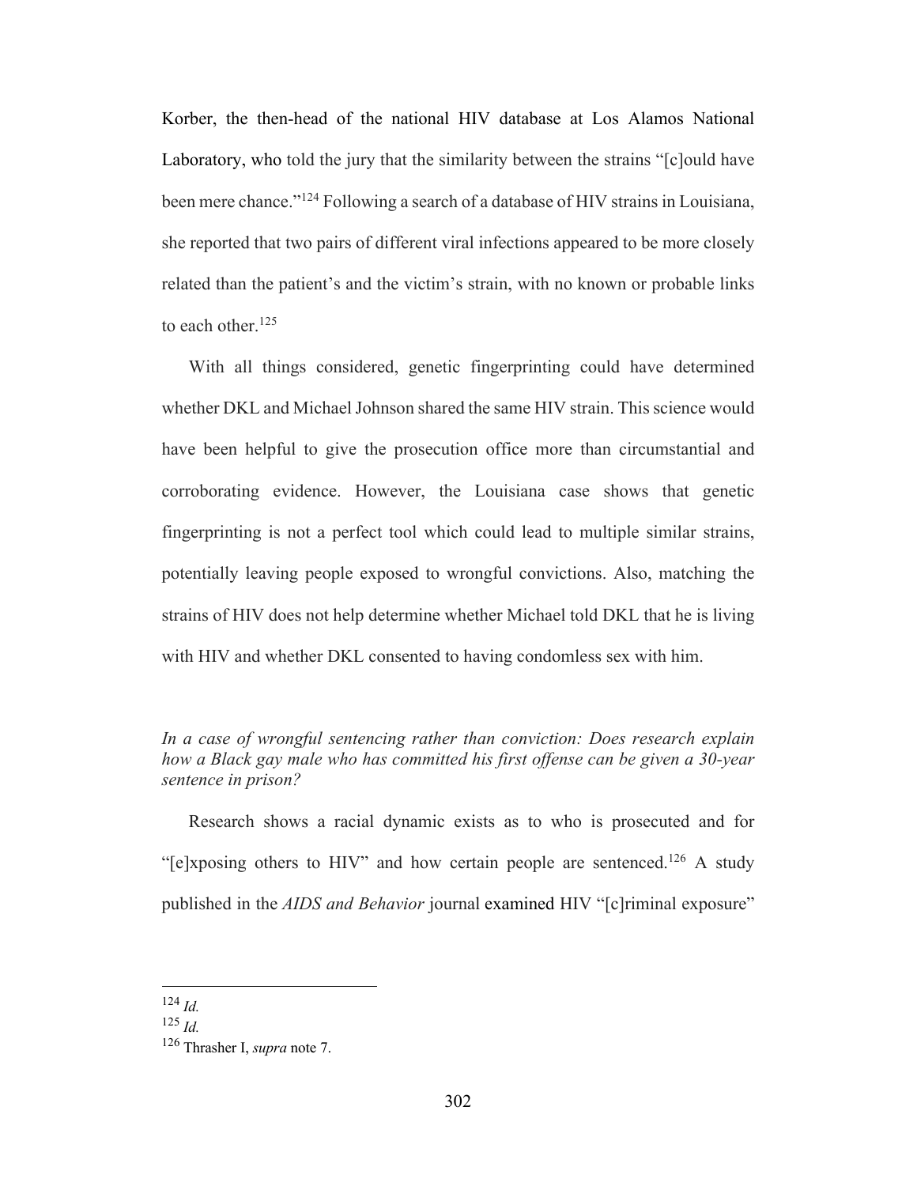Korber, the then-head of the national HIV database at Los Alamos National Laboratory, who told the jury that the similarity between the strains "[c]ould have been mere chance."[124] Following a search of a database of HIV strains in Louisiana, she reported that two pairs of different viral infections appeared to be more closely related than the patient's and the victim's strain, with no known or probable links to each other.[125]

With all things considered, genetic fingerprinting could have determined whether DKL and Michael Johnson shared the same HIV strain. This science would have been helpful to give the prosecution office more than circumstantial and corroborating evidence. However, the Louisiana case shows that genetic fingerprinting is not a perfect tool which could lead to multiple similar strains, potentially leaving people exposed to wrongful convictions. Also, matching the strains of HIV does not help determine whether Michael told DKL that he is living with HIV and whether DKL consented to having condomless sex with him.

*In a case of wrongful sentencing rather than conviction: Does research explain how a Black gay male who has committed his first offense can be given a 30-year sentence in prison?*

Research shows a racial dynamic exists as to who is prosecuted and for "[e]xposing others to HIV" and how certain people are sentenced.[126] A study published in the *AIDS and Behavior* journal examined HIV "[c]riminal exposure"

---

[124] *Id.*

[125] *Id.*

[126] Thrasher I, *supra* note 7.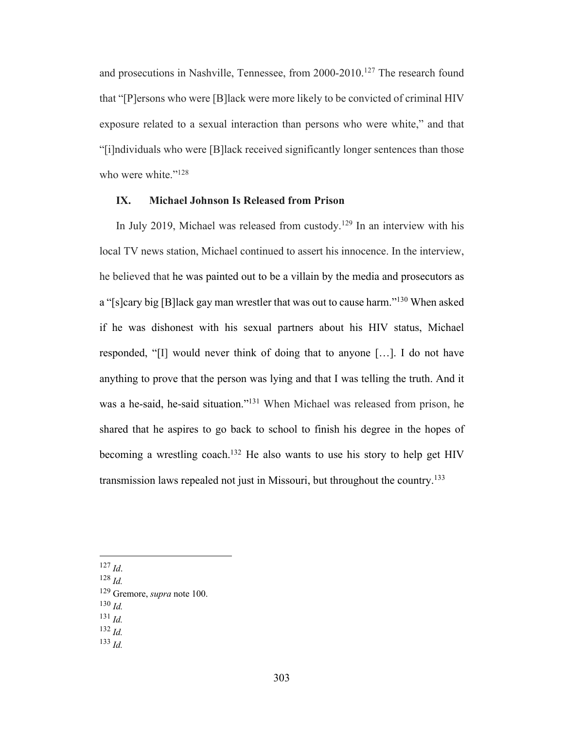and prosecutions in Nashville, Tennessee, from 2000-2010.[127] The research found that "[P]ersons who were [B]lack were more likely to be convicted of criminal HIV exposure related to a sexual interaction than persons who were white," and that "[i]ndividuals who were [B]lack received significantly longer sentences than those who were white."[128]

## IX. Michael Johnson Is Released from Prison

In July 2019, Michael was released from custody.[129] In an interview with his local TV news station, Michael continued to assert his innocence. In the interview, he believed that he was painted out to be a villain by the media and prosecutors as a "[s]cary big [B]lack gay man wrestler that was out to cause harm."[130] When asked if he was dishonest with his sexual partners about his HIV status, Michael responded, "[I] would never think of doing that to anyone […]. I do not have anything to prove that the person was lying and that I was telling the truth. And it was a he-said, he-said situation."[131] When Michael was released from prison, he shared that he aspires to go back to school to finish his degree in the hopes of becoming a wrestling coach.[132] He also wants to use his story to help get HIV transmission laws repealed not just in Missouri, but throughout the country.[133]

---

[127] *Id*.
[128] *Id.*
[129] Gremore, *supra* note 100.
[130] *Id.*
[131] *Id.*
[132] *Id.*
[133] *Id.*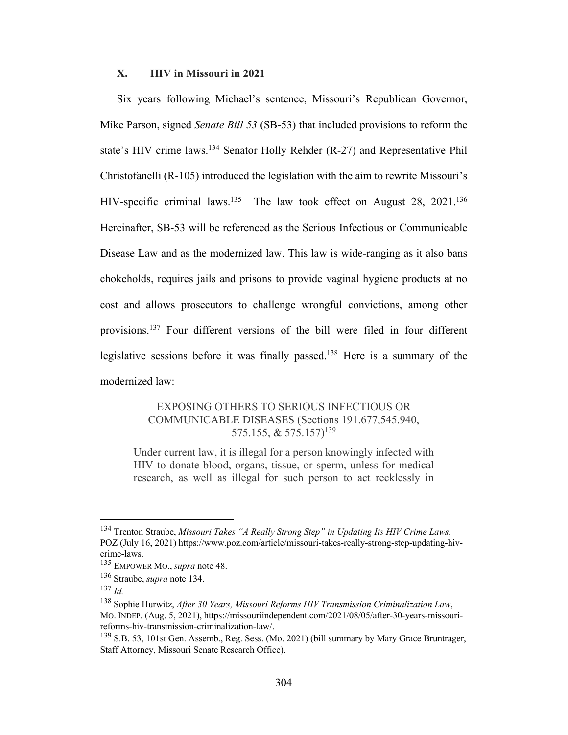## X. HIV in Missouri in 2021

Six years following Michael's sentence, Missouri's Republican Governor, Mike Parson, signed *Senate Bill 53* (SB-53) that included provisions to reform the state's HIV crime laws.[134] Senator Holly Rehder (R-27) and Representative Phil Christofanelli (R-105) introduced the legislation with the aim to rewrite Missouri's HIV-specific criminal laws.[135] The law took effect on August 28, 2021.[136] Hereinafter, SB-53 will be referenced as the Serious Infectious or Communicable Disease Law and as the modernized law. This law is wide-ranging as it also bans chokeholds, requires jails and prisons to provide vaginal hygiene products at no cost and allows prosecutors to challenge wrongful convictions, among other provisions.[137] Four different versions of the bill were filed in four different legislative sessions before it was finally passed.[138] Here is a summary of the modernized law:

> EXPOSING OTHERS TO SERIOUS INFECTIOUS OR COMMUNICABLE DISEASES (Sections 191.677,545.940, 575.155, & 575.157)[139]
>
> Under current law, it is illegal for a person knowingly infected with HIV to donate blood, organs, tissue, or sperm, unless for medical research, as well as illegal for such person to act recklessly in

---

[134] Trenton Straube, *Missouri Takes "A Really Strong Step" in Updating Its HIV Crime Laws*, POZ (July 16, 2021) https://www.poz.com/article/missouri-takes-really-strong-step-updating-hiv-crime-laws.

[135] EMPOWER MO., *supra* note 48.

[136] Straube, *supra* note 134.

[137] *Id.*

[138] Sophie Hurwitz, *After 30 Years, Missouri Reforms HIV Transmission Criminalization Law*, MO. INDEP. (Aug. 5, 2021), https://missouriindependent.com/2021/08/05/after-30-years-missouri-reforms-hiv-transmission-criminalization-law/.

[139] S.B. 53, 101st Gen. Assemb., Reg. Sess. (Mo. 2021) (bill summary by Mary Grace Bruntrager, Staff Attorney, Missouri Senate Research Office).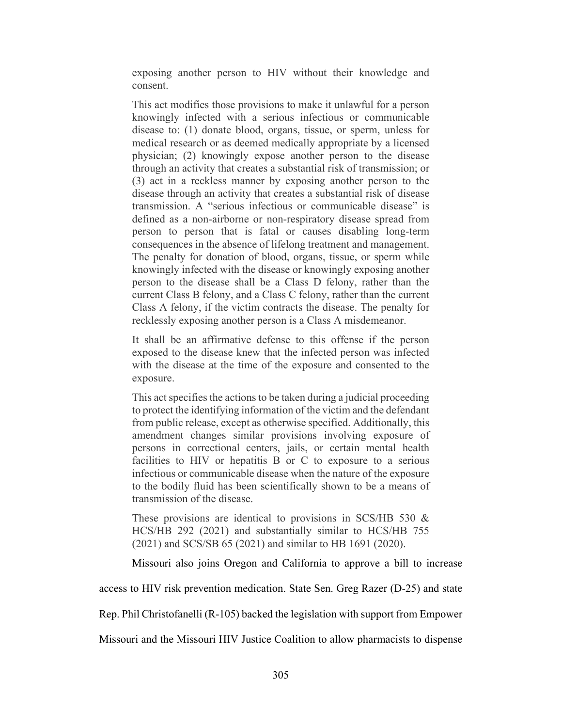> exposing another person to HIV without their knowledge and consent.
>
> This act modifies those provisions to make it unlawful for a person knowingly infected with a serious infectious or communicable disease to: (1) donate blood, organs, tissue, or sperm, unless for medical research or as deemed medically appropriate by a licensed physician; (2) knowingly expose another person to the disease through an activity that creates a substantial risk of transmission; or (3) act in a reckless manner by exposing another person to the disease through an activity that creates a substantial risk of disease transmission. A "serious infectious or communicable disease" is defined as a non-airborne or non-respiratory disease spread from person to person that is fatal or causes disabling long-term consequences in the absence of lifelong treatment and management. The penalty for donation of blood, organs, tissue, or sperm while knowingly infected with the disease or knowingly exposing another person to the disease shall be a Class D felony, rather than the current Class B felony, and a Class C felony, rather than the current Class A felony, if the victim contracts the disease. The penalty for recklessly exposing another person is a Class A misdemeanor.
>
> It shall be an affirmative defense to this offense if the person exposed to the disease knew that the infected person was infected with the disease at the time of the exposure and consented to the exposure.
>
> This act specifies the actions to be taken during a judicial proceeding to protect the identifying information of the victim and the defendant from public release, except as otherwise specified. Additionally, this amendment changes similar provisions involving exposure of persons in correctional centers, jails, or certain mental health facilities to HIV or hepatitis B or C to exposure to a serious infectious or communicable disease when the nature of the exposure to the bodily fluid has been scientifically shown to be a means of transmission of the disease.
>
> These provisions are identical to provisions in SCS/HB 530 & HCS/HB 292 (2021) and substantially similar to HCS/HB 755 (2021) and SCS/SB 65 (2021) and similar to HB 1691 (2020).

Missouri also joins Oregon and California to approve a bill to increase access to HIV risk prevention medication. State Sen. Greg Razer (D-25) and state Rep. Phil Christofanelli (R-105) backed the legislation with support from Empower Missouri and the Missouri HIV Justice Coalition to allow pharmacists to dispense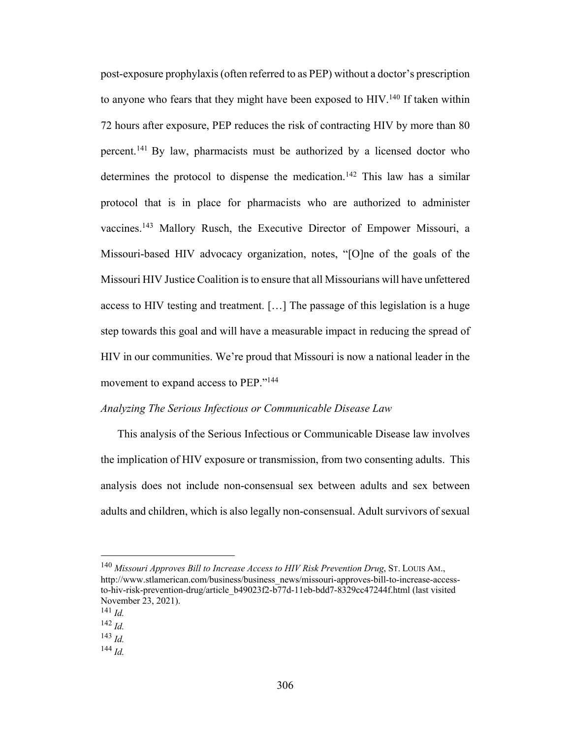post-exposure prophylaxis (often referred to as PEP) without a doctor's prescription to anyone who fears that they might have been exposed to HIV.[140] If taken within 72 hours after exposure, PEP reduces the risk of contracting HIV by more than 80 percent.[141] By law, pharmacists must be authorized by a licensed doctor who determines the protocol to dispense the medication.[142] This law has a similar protocol that is in place for pharmacists who are authorized to administer vaccines.[143] Mallory Rusch, the Executive Director of Empower Missouri, a Missouri-based HIV advocacy organization, notes, "[O]ne of the goals of the Missouri HIV Justice Coalition is to ensure that all Missourians will have unfettered access to HIV testing and treatment. […] The passage of this legislation is a huge step towards this goal and will have a measurable impact in reducing the spread of HIV in our communities. We're proud that Missouri is now a national leader in the movement to expand access to PEP."[144]

*Analyzing The Serious Infectious or Communicable Disease Law*

This analysis of the Serious Infectious or Communicable Disease law involves the implication of HIV exposure or transmission, from two consenting adults. This analysis does not include non-consensual sex between adults and sex between adults and children, which is also legally non-consensual. Adult survivors of sexual

---

[140] *Missouri Approves Bill to Increase Access to HIV Risk Prevention Drug*, ST. LOUIS AM., http://www.stlamerican.com/business/business_news/missouri-approves-bill-to-increase-access-to-hiv-risk-prevention-drug/article_b49023f2-b77d-11eb-bdd7-8329cc47244f.html (last visited November 23, 2021).

[141] *Id.*

[142] *Id.*

[143] *Id.*

[144] *Id.*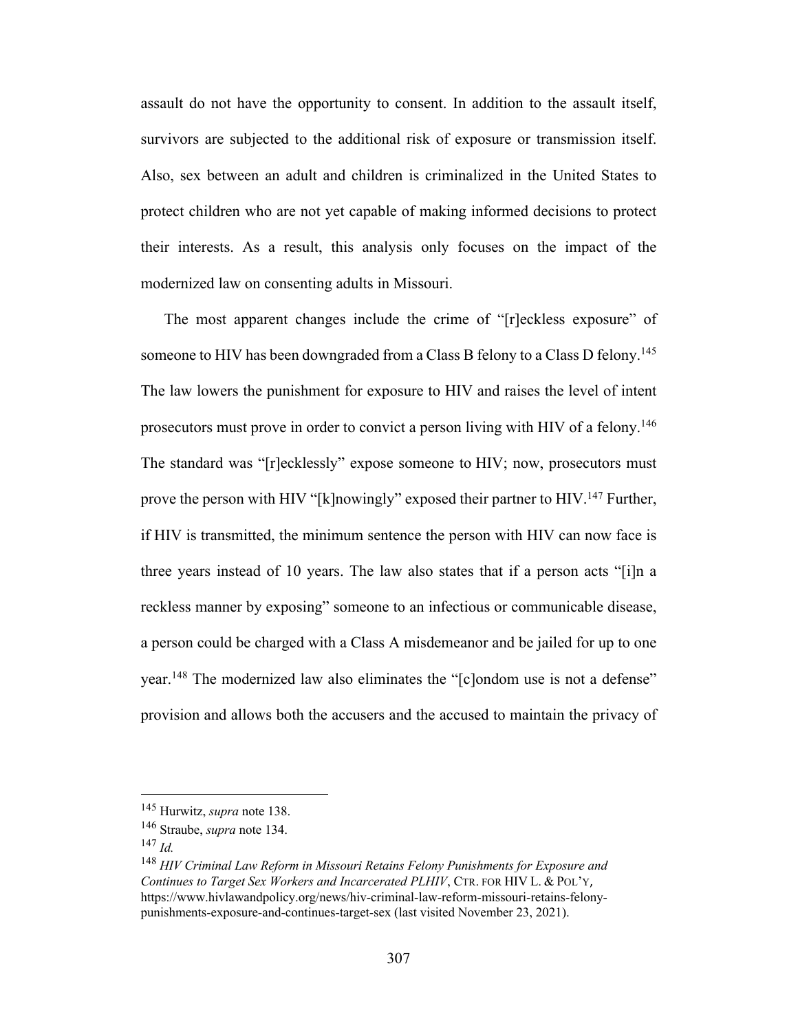assault do not have the opportunity to consent. In addition to the assault itself, survivors are subjected to the additional risk of exposure or transmission itself. Also, sex between an adult and children is criminalized in the United States to protect children who are not yet capable of making informed decisions to protect their interests. As a result, this analysis only focuses on the impact of the modernized law on consenting adults in Missouri.

The most apparent changes include the crime of "[r]eckless exposure" of someone to HIV has been downgraded from a Class B felony to a Class D felony.[145] The law lowers the punishment for exposure to HIV and raises the level of intent prosecutors must prove in order to convict a person living with HIV of a felony.[146] The standard was "[r]ecklessly" expose someone to HIV; now, prosecutors must prove the person with HIV "[k]nowingly" exposed their partner to HIV.[147] Further, if HIV is transmitted, the minimum sentence the person with HIV can now face is three years instead of 10 years. The law also states that if a person acts "[i]n a reckless manner by exposing" someone to an infectious or communicable disease, a person could be charged with a Class A misdemeanor and be jailed for up to one year.[148] The modernized law also eliminates the "[c]ondom use is not a defense" provision and allows both the accusers and the accused to maintain the privacy of

---

[145] Hurwitz, *supra* note 138.

[146] Straube, *supra* note 134.

[147] *Id.*

[148] *HIV Criminal Law Reform in Missouri Retains Felony Punishments for Exposure and Continues to Target Sex Workers and Incarcerated PLHIV*, CTR. FOR HIV L. & POL'Y, https://www.hivlawandpolicy.org/news/hiv-criminal-law-reform-missouri-retains-felony-punishments-exposure-and-continues-target-sex (last visited November 23, 2021).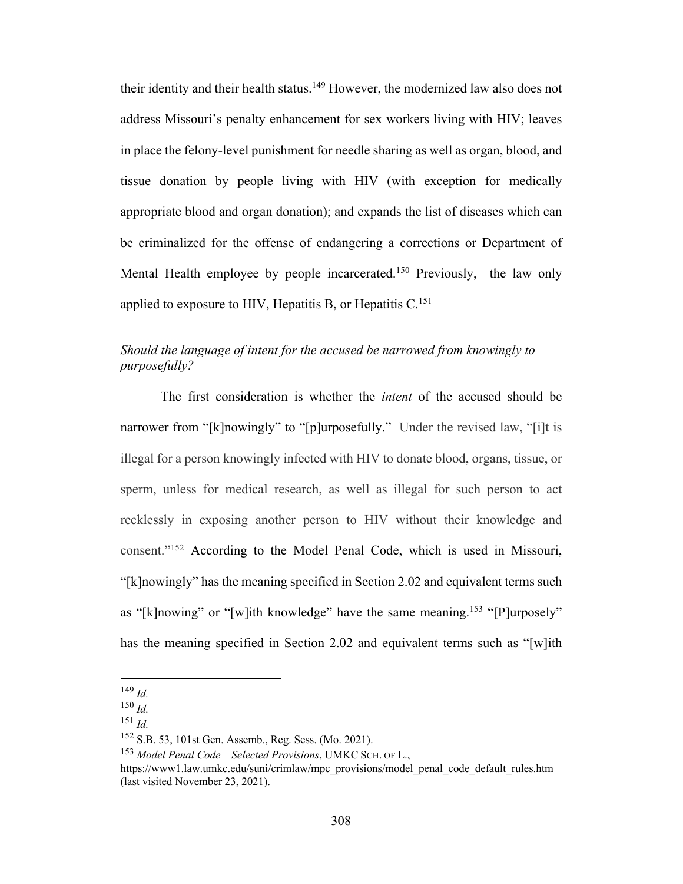their identity and their health status.[149] However, the modernized law also does not address Missouri's penalty enhancement for sex workers living with HIV; leaves in place the felony-level punishment for needle sharing as well as organ, blood, and tissue donation by people living with HIV (with exception for medically appropriate blood and organ donation); and expands the list of diseases which can be criminalized for the offense of endangering a corrections or Department of Mental Health employee by people incarcerated.[150] Previously, the law only applied to exposure to HIV, Hepatitis B, or Hepatitis C.[151]

*Should the language of intent for the accused be narrowed from knowingly to purposefully?*

The first consideration is whether the *intent* of the accused should be narrower from "[k]nowingly" to "[p]urposefully." Under the revised law, "[i]t is illegal for a person knowingly infected with HIV to donate blood, organs, tissue, or sperm, unless for medical research, as well as illegal for such person to act recklessly in exposing another person to HIV without their knowledge and consent."[152] According to the Model Penal Code, which is used in Missouri, "[k]nowingly" has the meaning specified in Section 2.02 and equivalent terms such as "[k]nowing" or "[w]ith knowledge" have the same meaning.[153] "[P]urposely" has the meaning specified in Section 2.02 and equivalent terms such as "[w]ith

---

[149] *Id.*

[150] *Id.*

[151] *Id.*

[152] S.B. 53, 101st Gen. Assemb., Reg. Sess. (Mo. 2021).

[153] *Model Penal Code – Selected Provisions*, UMKC SCH. OF L., https://www1.law.umkc.edu/suni/crimlaw/mpc_provisions/model_penal_code_default_rules.htm (last visited November 23, 2021).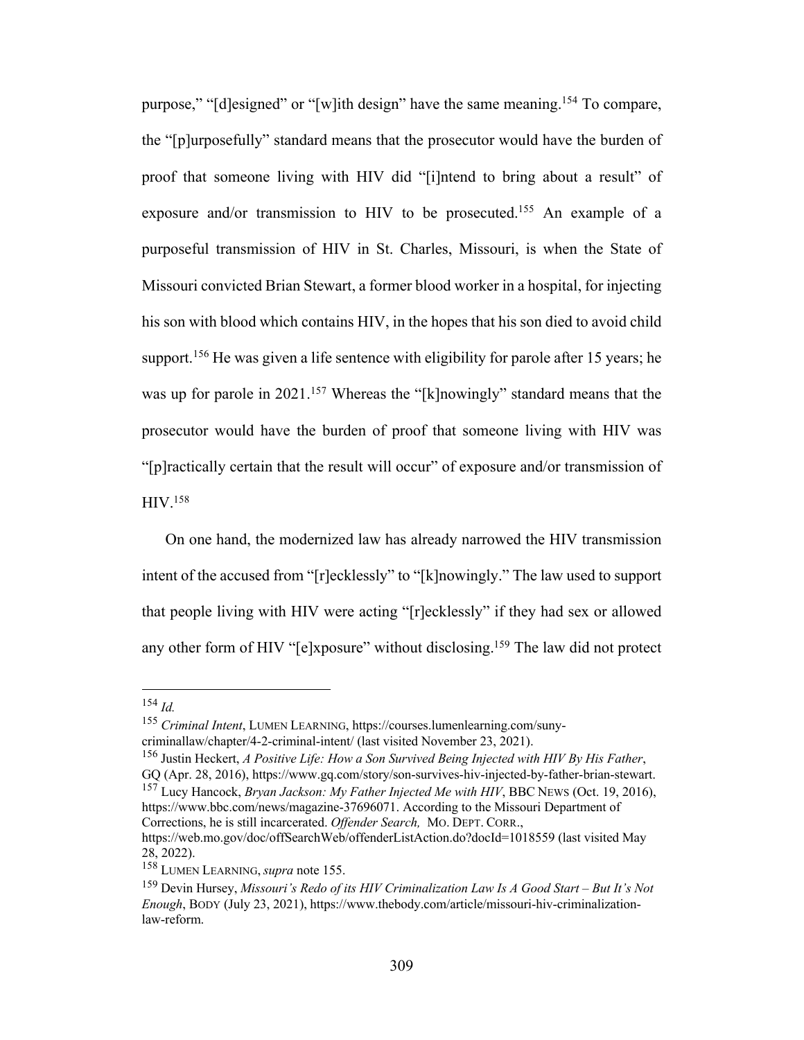purpose," "[d]esigned" or "[w]ith design" have the same meaning.[154] To compare, the "[p]urposefully" standard means that the prosecutor would have the burden of proof that someone living with HIV did "[i]ntend to bring about a result" of exposure and/or transmission to HIV to be prosecuted.[155] An example of a purposeful transmission of HIV in St. Charles, Missouri, is when the State of Missouri convicted Brian Stewart, a former blood worker in a hospital, for injecting his son with blood which contains HIV, in the hopes that his son died to avoid child support.[156] He was given a life sentence with eligibility for parole after 15 years; he was up for parole in 2021.[157] Whereas the "[k]nowingly" standard means that the prosecutor would have the burden of proof that someone living with HIV was "[p]ractically certain that the result will occur" of exposure and/or transmission of HIV.[158]

On one hand, the modernized law has already narrowed the HIV transmission intent of the accused from "[r]ecklessly" to "[k]nowingly." The law used to support that people living with HIV were acting "[r]ecklessly" if they had sex or allowed any other form of HIV "[e]xposure" without disclosing.[159] The law did not protect

---

[154] *Id.*

[155] *Criminal Intent*, LUMEN LEARNING, https://courses.lumenlearning.com/suny-criminallaw/chapter/4-2-criminal-intent/ (last visited November 23, 2021).

[156] Justin Heckert, *A Positive Life: How a Son Survived Being Injected with HIV By His Father*, GQ (Apr. 28, 2016), https://www.gq.com/story/son-survives-hiv-injected-by-father-brian-stewart.

[157] Lucy Hancock, *Bryan Jackson: My Father Injected Me with HIV*, BBC NEWS (Oct. 19, 2016), https://www.bbc.com/news/magazine-37696071. According to the Missouri Department of Corrections, he is still incarcerated. *Offender Search,* MO. DEPT. CORR., https://web.mo.gov/doc/offSearchWeb/offenderListAction.do?docId=1018559 (last visited May 28, 2022).

[158] LUMEN LEARNING, *supra* note 155.

[159] Devin Hursey, *Missouri's Redo of its HIV Criminalization Law Is A Good Start – But It's Not Enough*, BODY (July 23, 2021), https://www.thebody.com/article/missouri-hiv-criminalization-law-reform.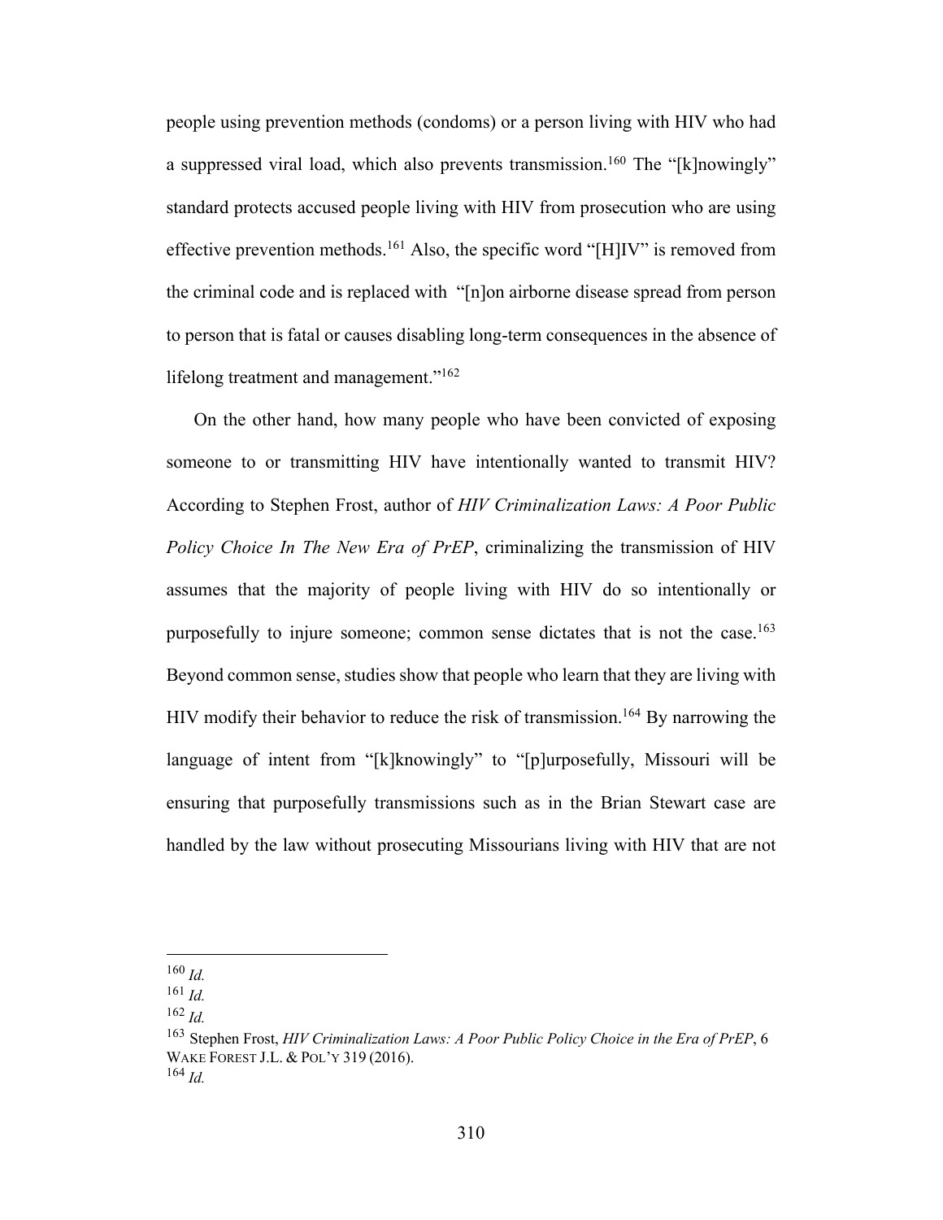people using prevention methods (condoms) or a person living with HIV who had a suppressed viral load, which also prevents transmission.[160] The "[k]nowingly" standard protects accused people living with HIV from prosecution who are using effective prevention methods.[161] Also, the specific word "[H]IV" is removed from the criminal code and is replaced with "[n]on airborne disease spread from person to person that is fatal or causes disabling long-term consequences in the absence of lifelong treatment and management."[162]

On the other hand, how many people who have been convicted of exposing someone to or transmitting HIV have intentionally wanted to transmit HIV? According to Stephen Frost, author of *HIV Criminalization Laws: A Poor Public Policy Choice In The New Era of PrEP*, criminalizing the transmission of HIV assumes that the majority of people living with HIV do so intentionally or purposefully to injure someone; common sense dictates that is not the case.[163] Beyond common sense, studies show that people who learn that they are living with HIV modify their behavior to reduce the risk of transmission.[164] By narrowing the language of intent from "[k]knowingly" to "[p]urposefully, Missouri will be ensuring that purposefully transmissions such as in the Brian Stewart case are handled by the law without prosecuting Missourians living with HIV that are not

---

[160] *Id.*

[161] *Id.*

[162] *Id.*

[163] Stephen Frost, *HIV Criminalization Laws: A Poor Public Policy Choice in the Era of PrEP*, 6 WAKE FOREST J.L. & POL'Y 319 (2016).

[164] *Id.*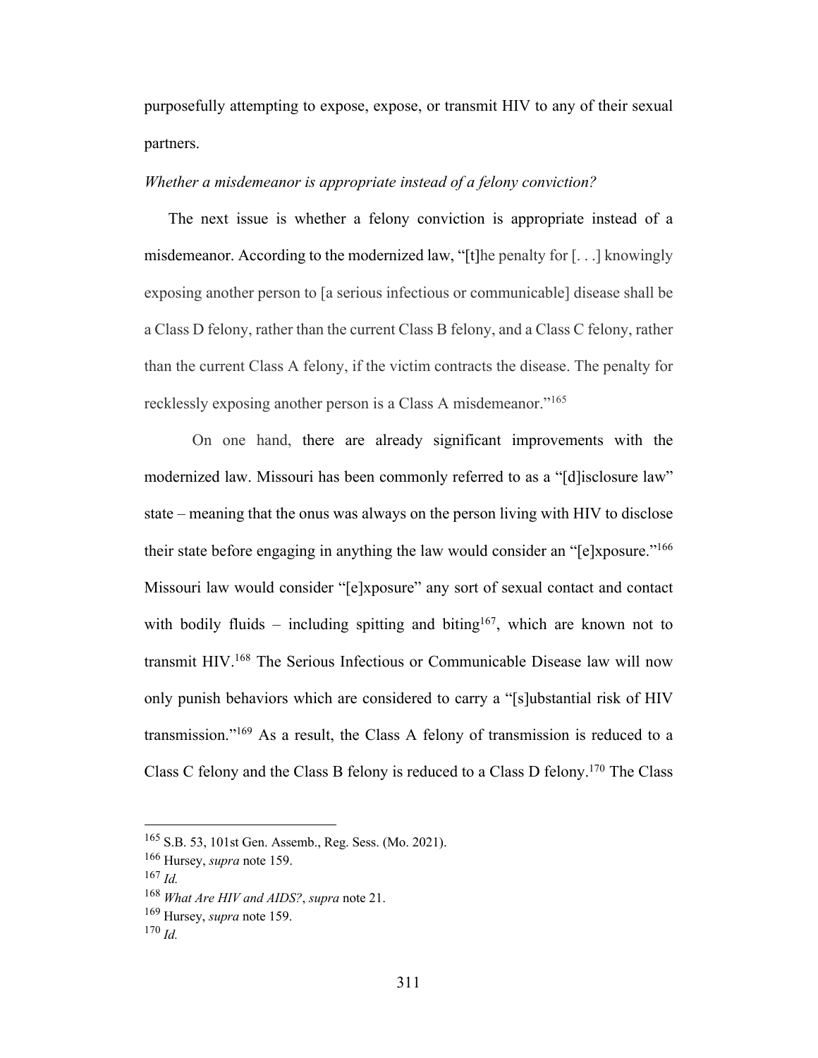purposefully attempting to expose, expose, or transmit HIV to any of their sexual partners.

*Whether a misdemeanor is appropriate instead of a felony conviction?*

The next issue is whether a felony conviction is appropriate instead of a misdemeanor. According to the modernized law, "[t]he penalty for [. . .] knowingly exposing another person to [a serious infectious or communicable] disease shall be a Class D felony, rather than the current Class B felony, and a Class C felony, rather than the current Class A felony, if the victim contracts the disease. The penalty for recklessly exposing another person is a Class A misdemeanor."[165]

On one hand, there are already significant improvements with the modernized law. Missouri has been commonly referred to as a "[d]isclosure law" state – meaning that the onus was always on the person living with HIV to disclose their state before engaging in anything the law would consider an "[e]xposure."[166] Missouri law would consider "[e]xposure" any sort of sexual contact and contact with bodily fluids – including spitting and biting[167], which are known not to transmit HIV.[168] The Serious Infectious or Communicable Disease law will now only punish behaviors which are considered to carry a "[s]ubstantial risk of HIV transmission."[169] As a result, the Class A felony of transmission is reduced to a Class C felony and the Class B felony is reduced to a Class D felony.[170] The Class

---

[165] S.B. 53, 101st Gen. Assemb., Reg. Sess. (Mo. 2021).

[166] Hursey, *supra* note 159.

[167] *Id.*

[168] *What Are HIV and AIDS?*, *supra* note 21.

[169] Hursey, *supra* note 159.

[170] *Id.*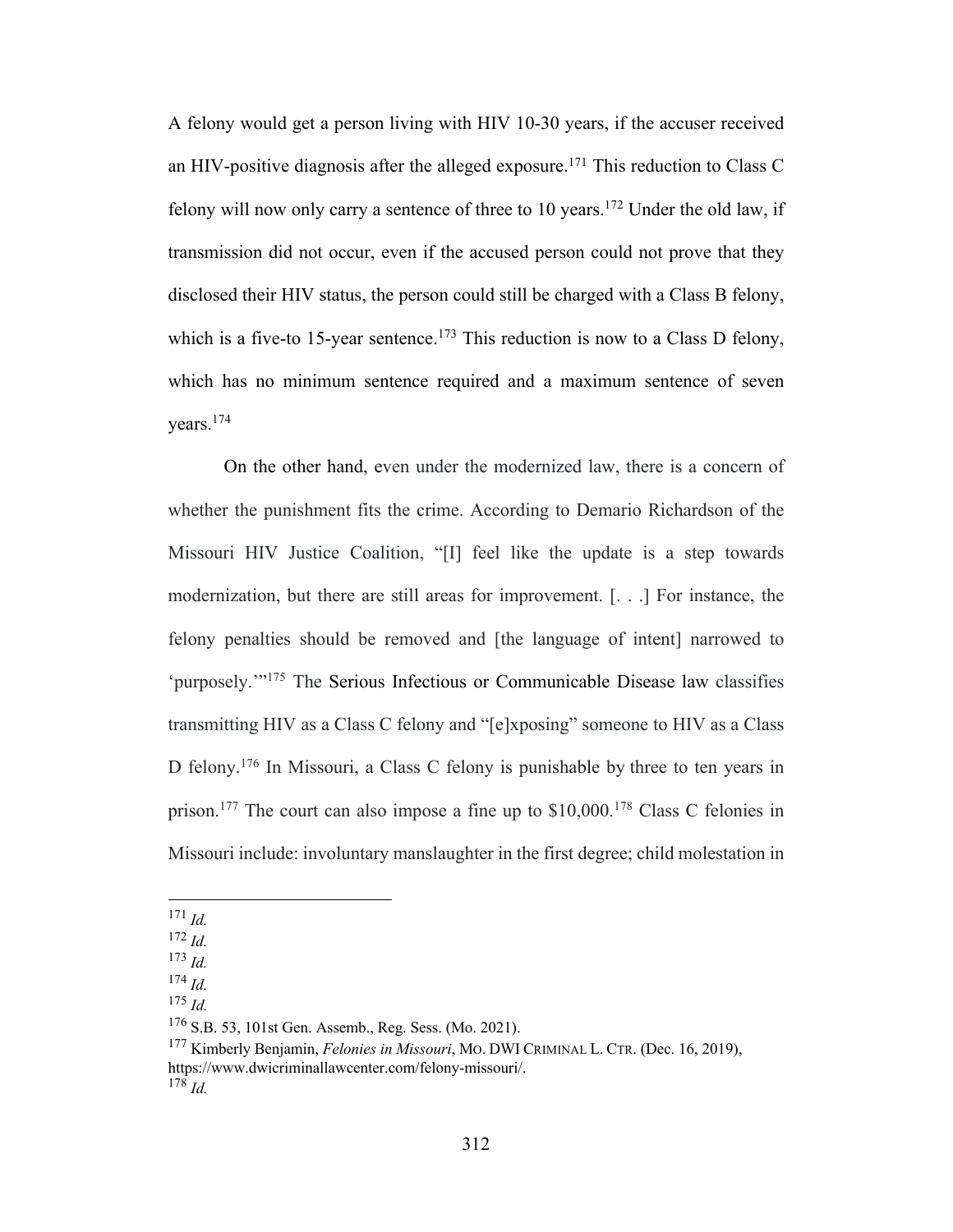A felony would get a person living with HIV 10-30 years, if the accuser received an HIV-positive diagnosis after the alleged exposure.[171] This reduction to Class C felony will now only carry a sentence of three to 10 years.[172] Under the old law, if transmission did not occur, even if the accused person could not prove that they disclosed their HIV status, the person could still be charged with a Class B felony, which is a five-to 15-year sentence.[173] This reduction is now to a Class D felony, which has no minimum sentence required and a maximum sentence of seven years.[174]

On the other hand, even under the modernized law, there is a concern of whether the punishment fits the crime. According to Demario Richardson of the Missouri HIV Justice Coalition, "[I] feel like the update is a step towards modernization, but there are still areas for improvement. [. . .] For instance, the felony penalties should be removed and [the language of intent] narrowed to 'purposely.'"[175] The Serious Infectious or Communicable Disease law classifies transmitting HIV as a Class C felony and "[e]xposing" someone to HIV as a Class D felony.[176] In Missouri, a Class C felony is punishable by three to ten years in prison.[177] The court can also impose a fine up to $10,000.[178] Class C felonies in Missouri include: involuntary manslaughter in the first degree; child molestation in

---

[171] *Id.*

[172] *Id.*

[173] *Id.*

[174] *Id.*

[175] *Id.*

[176] S.B. 53, 101st Gen. Assemb., Reg. Sess. (Mo. 2021).

[177] Kimberly Benjamin, *Felonies in Missouri*, MO. DWI CRIMINAL L. CTR. (Dec. 16, 2019), https://www.dwicriminallawcenter.com/felony-missouri/.

[178] *Id.*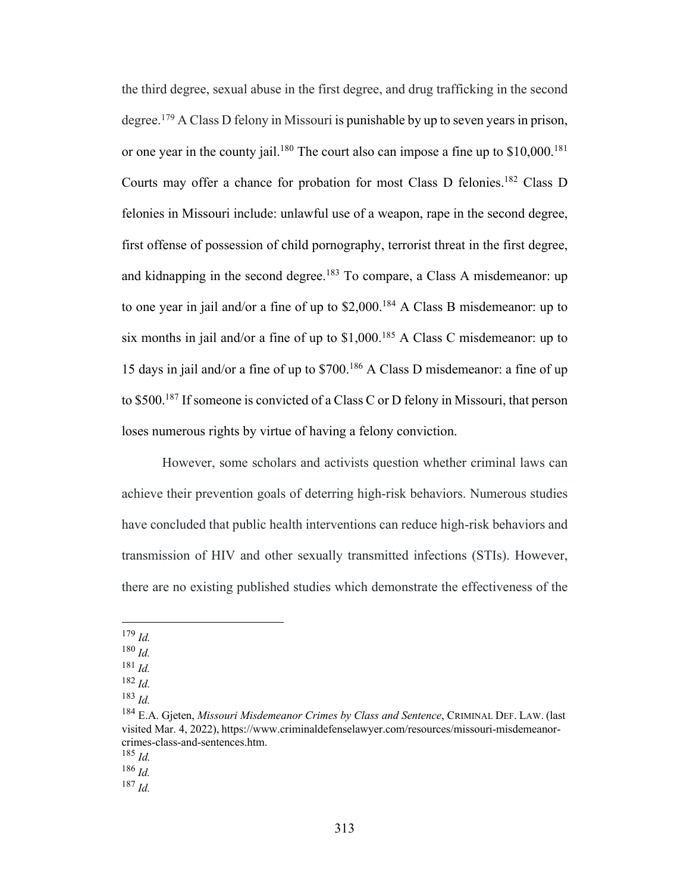the third degree, sexual abuse in the first degree, and drug trafficking in the second degree.[179] A Class D felony in Missouri is punishable by up to seven years in prison, or one year in the county jail.[180] The court also can impose a fine up to $10,000.[181] Courts may offer a chance for probation for most Class D felonies.[182] Class D felonies in Missouri include: unlawful use of a weapon, rape in the second degree, first offense of possession of child pornography, terrorist threat in the first degree, and kidnapping in the second degree.[183] To compare, a Class A misdemeanor: up to one year in jail and/or a fine of up to $2,000.[184] A Class B misdemeanor: up to six months in jail and/or a fine of up to $1,000.[185] A Class C misdemeanor: up to 15 days in jail and/or a fine of up to $700.[186] A Class D misdemeanor: a fine of up to $500.[187] If someone is convicted of a Class C or D felony in Missouri, that person loses numerous rights by virtue of having a felony conviction.

However, some scholars and activists question whether criminal laws can achieve their prevention goals of deterring high-risk behaviors. Numerous studies have concluded that public health interventions can reduce high-risk behaviors and transmission of HIV and other sexually transmitted infections (STIs). However, there are no existing published studies which demonstrate the effectiveness of the

---

[179] *Id.*

[180] *Id.*

[181] *Id.*

[182] *Id.*

[183] *Id.*

[184] E.A. Gjeten, *Missouri Misdemeanor Crimes by Class and Sentence*, CRIMINAL DEF. LAW. (last visited Mar. 4, 2022), https://www.criminaldefenselawyer.com/resources/missouri-misdemeanor-crimes-class-and-sentences.htm.

[185] *Id.*

[186] *Id.*

[187] *Id.*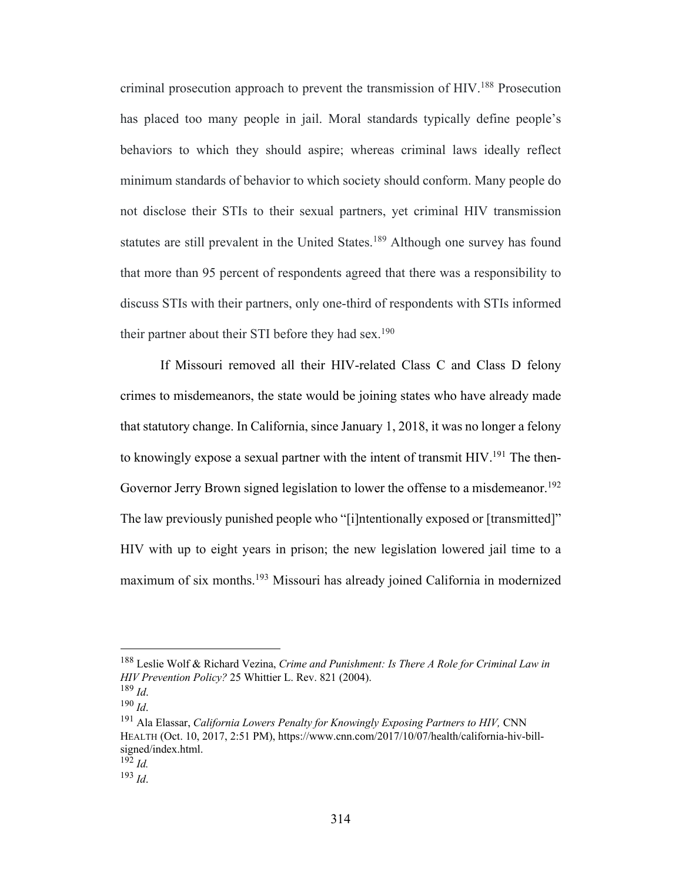criminal prosecution approach to prevent the transmission of HIV.[188] Prosecution has placed too many people in jail. Moral standards typically define people's behaviors to which they should aspire; whereas criminal laws ideally reflect minimum standards of behavior to which society should conform. Many people do not disclose their STIs to their sexual partners, yet criminal HIV transmission statutes are still prevalent in the United States.[189] Although one survey has found that more than 95 percent of respondents agreed that there was a responsibility to discuss STIs with their partners, only one-third of respondents with STIs informed their partner about their STI before they had sex.[190]

If Missouri removed all their HIV-related Class C and Class D felony crimes to misdemeanors, the state would be joining states who have already made that statutory change. In California, since January 1, 2018, it was no longer a felony to knowingly expose a sexual partner with the intent of transmit HIV.[191] The then-Governor Jerry Brown signed legislation to lower the offense to a misdemeanor.[192] The law previously punished people who "[i]ntentionally exposed or [transmitted]" HIV with up to eight years in prison; the new legislation lowered jail time to a maximum of six months.[193] Missouri has already joined California in modernized

---

[188] Leslie Wolf & Richard Vezina, *Crime and Punishment: Is There A Role for Criminal Law in HIV Prevention Policy?* 25 Whittier L. Rev. 821 (2004).

[189] *Id*.

[190] *Id*.

[191] Ala Elassar, *California Lowers Penalty for Knowingly Exposing Partners to HIV,* CNN HEALTH (Oct. 10, 2017, 2:51 PM), https://www.cnn.com/2017/10/07/health/california-hiv-bill-signed/index.html.

[192] *Id.*

[193] *Id*.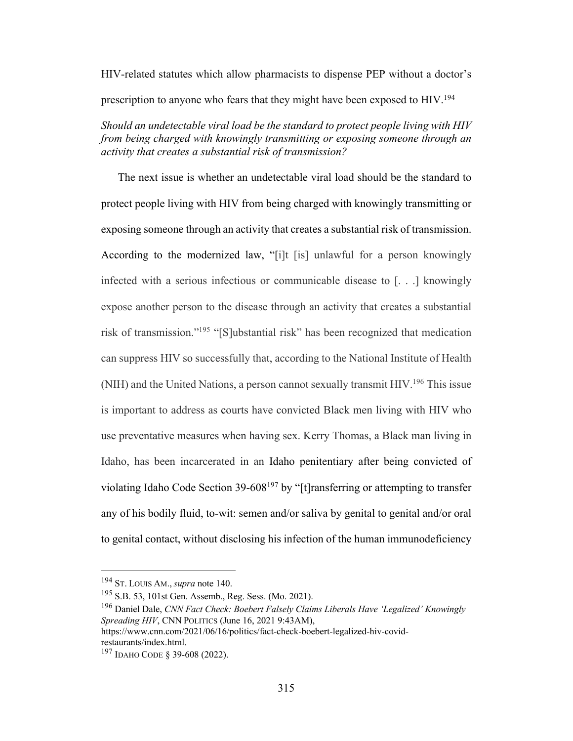HIV-related statutes which allow pharmacists to dispense PEP without a doctor's prescription to anyone who fears that they might have been exposed to HIV.[194]

*Should an undetectable viral load be the standard to protect people living with HIV from being charged with knowingly transmitting or exposing someone through an activity that creates a substantial risk of transmission?*

The next issue is whether an undetectable viral load should be the standard to protect people living with HIV from being charged with knowingly transmitting or exposing someone through an activity that creates a substantial risk of transmission. According to the modernized law, "[i]t [is] unlawful for a person knowingly infected with a serious infectious or communicable disease to [. . .] knowingly expose another person to the disease through an activity that creates a substantial risk of transmission."[195] "[S]ubstantial risk" has been recognized that medication can suppress HIV so successfully that, according to the National Institute of Health (NIH) and the United Nations, a person cannot sexually transmit HIV.[196] This issue is important to address as courts have convicted Black men living with HIV who use preventative measures when having sex. Kerry Thomas, a Black man living in Idaho, has been incarcerated in an Idaho penitentiary after being convicted of violating Idaho Code Section 39-608[197] by "[t]ransferring or attempting to transfer any of his bodily fluid, to-wit: semen and/or saliva by genital to genital and/or oral to genital contact, without disclosing his infection of the human immunodeficiency

---

[194] ST. LOUIS AM., *supra* note 140.

[195] S.B. 53, 101st Gen. Assemb., Reg. Sess. (Mo. 2021).

[196] Daniel Dale, *CNN Fact Check: Boebert Falsely Claims Liberals Have 'Legalized' Knowingly Spreading HIV*, CNN POLITICS (June 16, 2021 9:43AM), https://www.cnn.com/2021/06/16/politics/fact-check-boebert-legalized-hiv-covid-restaurants/index.html.

[197] IDAHO CODE § 39-608 (2022).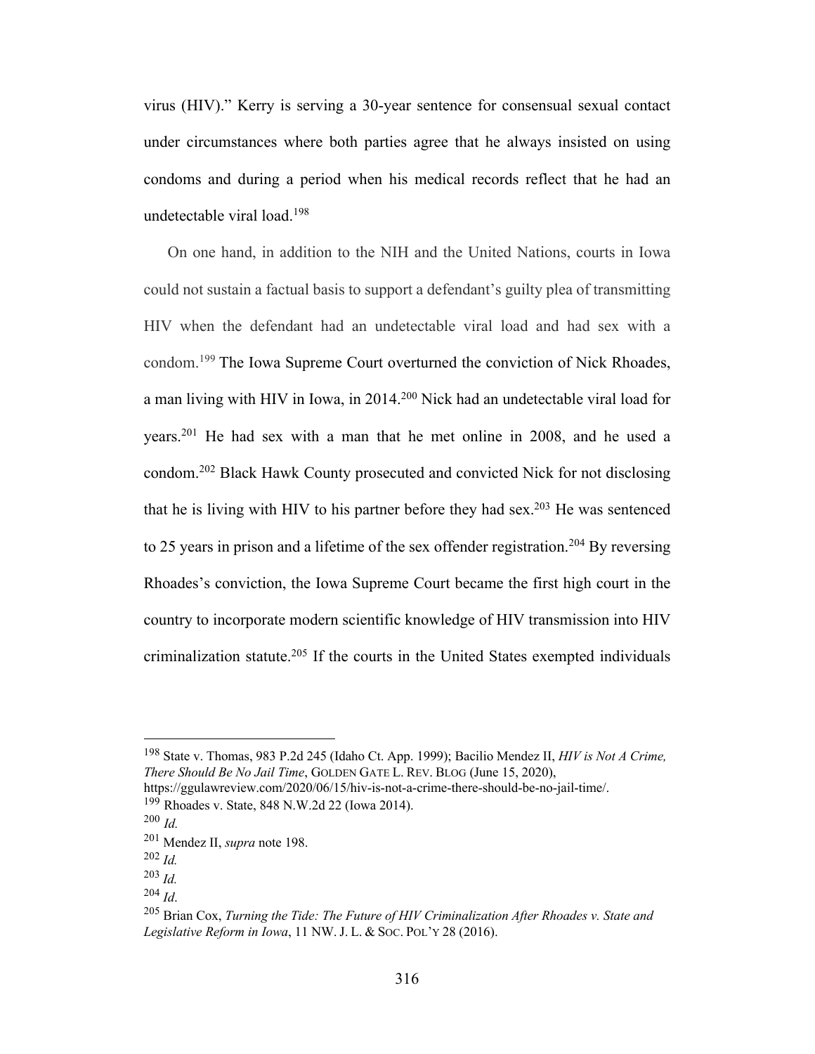virus (HIV)." Kerry is serving a 30-year sentence for consensual sexual contact under circumstances where both parties agree that he always insisted on using condoms and during a period when his medical records reflect that he had an undetectable viral load.[198]

On one hand, in addition to the NIH and the United Nations, courts in Iowa could not sustain a factual basis to support a defendant's guilty plea of transmitting HIV when the defendant had an undetectable viral load and had sex with a condom.[199] The Iowa Supreme Court overturned the conviction of Nick Rhoades, a man living with HIV in Iowa, in 2014.[200] Nick had an undetectable viral load for years.[201] He had sex with a man that he met online in 2008, and he used a condom.[202] Black Hawk County prosecuted and convicted Nick for not disclosing that he is living with HIV to his partner before they had sex.[203] He was sentenced to 25 years in prison and a lifetime of the sex offender registration.[204] By reversing Rhoades's conviction, the Iowa Supreme Court became the first high court in the country to incorporate modern scientific knowledge of HIV transmission into HIV criminalization statute.[205] If the courts in the United States exempted individuals

---

[198] State v. Thomas, 983 P.2d 245 (Idaho Ct. App. 1999); Bacilio Mendez II, *HIV is Not A Crime, There Should Be No Jail Time*, GOLDEN GATE L. REV. BLOG (June 15, 2020), https://ggulawreview.com/2020/06/15/hiv-is-not-a-crime-there-should-be-no-jail-time/.

[199] Rhoades v. State, 848 N.W.2d 22 (Iowa 2014).

[200] *Id.*

[201] Mendez II, *supra* note 198.

[202] *Id.*

[203] *Id.*

[204] *Id*.

[205] Brian Cox, *Turning the Tide: The Future of HIV Criminalization After Rhoades v. State and Legislative Reform in Iowa*, 11 NW. J. L. & SOC. POL'Y 28 (2016).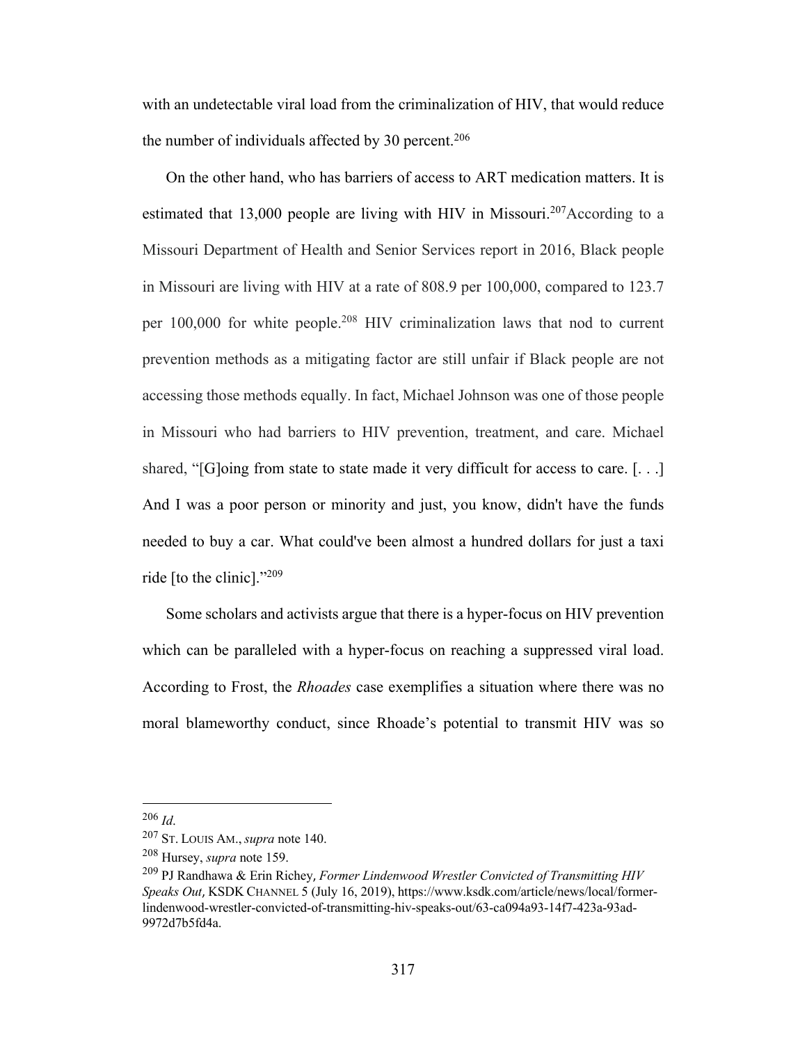with an undetectable viral load from the criminalization of HIV, that would reduce the number of individuals affected by 30 percent.[206]

On the other hand, who has barriers of access to ART medication matters. It is estimated that 13,000 people are living with HIV in Missouri.[207]According to a Missouri Department of Health and Senior Services report in 2016, Black people in Missouri are living with HIV at a rate of 808.9 per 100,000, compared to 123.7 per 100,000 for white people.[208] HIV criminalization laws that nod to current prevention methods as a mitigating factor are still unfair if Black people are not accessing those methods equally. In fact, Michael Johnson was one of those people in Missouri who had barriers to HIV prevention, treatment, and care. Michael shared, "[G]oing from state to state made it very difficult for access to care. [. . .] And I was a poor person or minority and just, you know, didn't have the funds needed to buy a car. What could've been almost a hundred dollars for just a taxi ride [to the clinic]."[209]

Some scholars and activists argue that there is a hyper-focus on HIV prevention which can be paralleled with a hyper-focus on reaching a suppressed viral load. According to Frost, the *Rhoades* case exemplifies a situation where there was no moral blameworthy conduct, since Rhoade's potential to transmit HIV was so

---

[206] *Id.*

[207] ST. LOUIS AM., *supra* note 140.

[208] Hursey, *supra* note 159.

[209] PJ Randhawa & Erin Richey, *Former Lindenwood Wrestler Convicted of Transmitting HIV Speaks Out*, KSDK CHANNEL 5 (July 16, 2019), https://www.ksdk.com/article/news/local/former-lindenwood-wrestler-convicted-of-transmitting-hiv-speaks-out/63-ca094a93-14f7-423a-93ad-9972d7b5fd4a.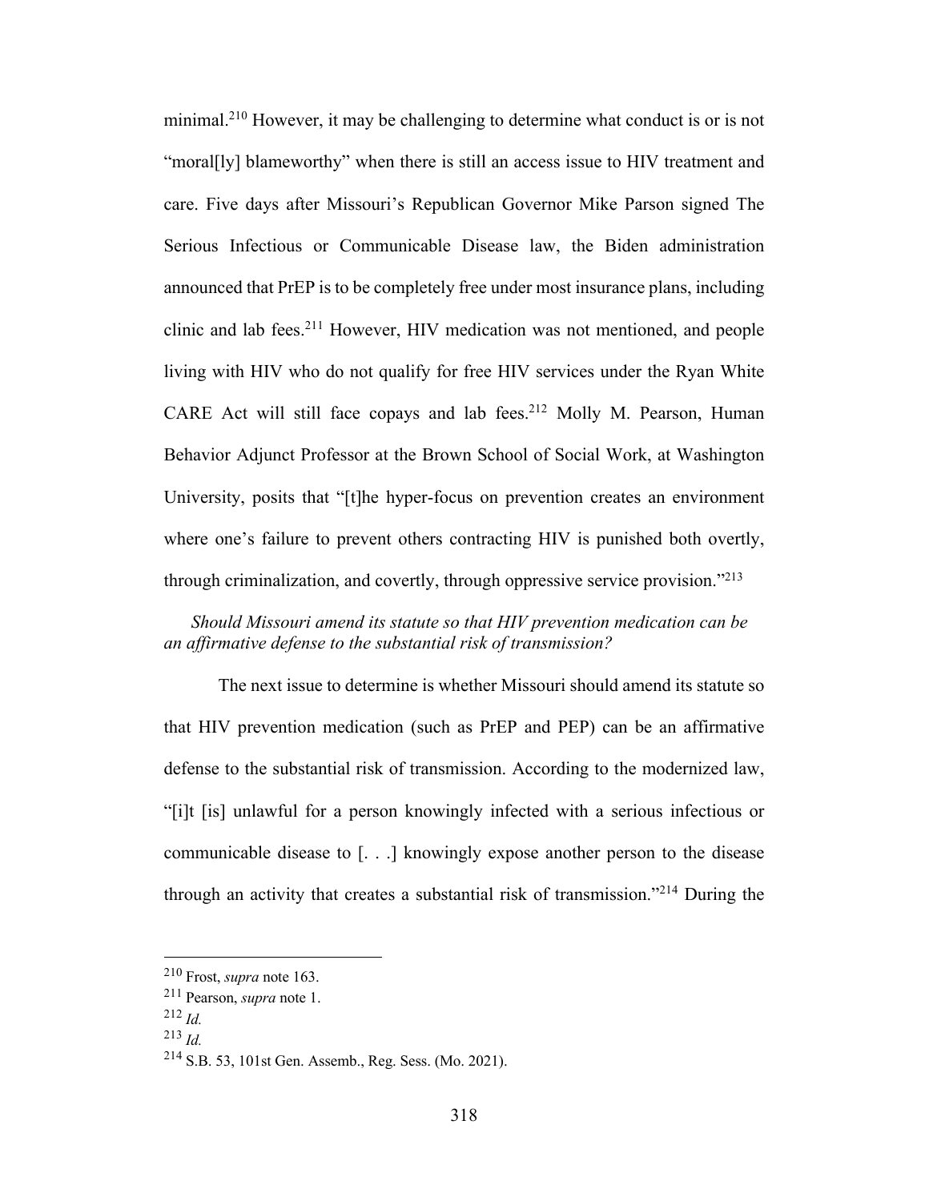minimal.[210] However, it may be challenging to determine what conduct is or is not "moral[ly] blameworthy" when there is still an access issue to HIV treatment and care. Five days after Missouri's Republican Governor Mike Parson signed The Serious Infectious or Communicable Disease law, the Biden administration announced that PrEP is to be completely free under most insurance plans, including clinic and lab fees.[211] However, HIV medication was not mentioned, and people living with HIV who do not qualify for free HIV services under the Ryan White CARE Act will still face copays and lab fees.[212] Molly M. Pearson, Human Behavior Adjunct Professor at the Brown School of Social Work, at Washington University, posits that "[t]he hyper-focus on prevention creates an environment where one's failure to prevent others contracting HIV is punished both overtly, through criminalization, and covertly, through oppressive service provision."[213]

*Should Missouri amend its statute so that HIV prevention medication can be an affirmative defense to the substantial risk of transmission?*

The next issue to determine is whether Missouri should amend its statute so that HIV prevention medication (such as PrEP and PEP) can be an affirmative defense to the substantial risk of transmission. According to the modernized law, "[i]t [is] unlawful for a person knowingly infected with a serious infectious or communicable disease to [. . .] knowingly expose another person to the disease through an activity that creates a substantial risk of transmission."[214] During the

---

[210] Frost, *supra* note 163.

[211] Pearson, *supra* note 1.

[212] *Id.*

[213] *Id.*

[214] S.B. 53, 101st Gen. Assemb., Reg. Sess. (Mo. 2021).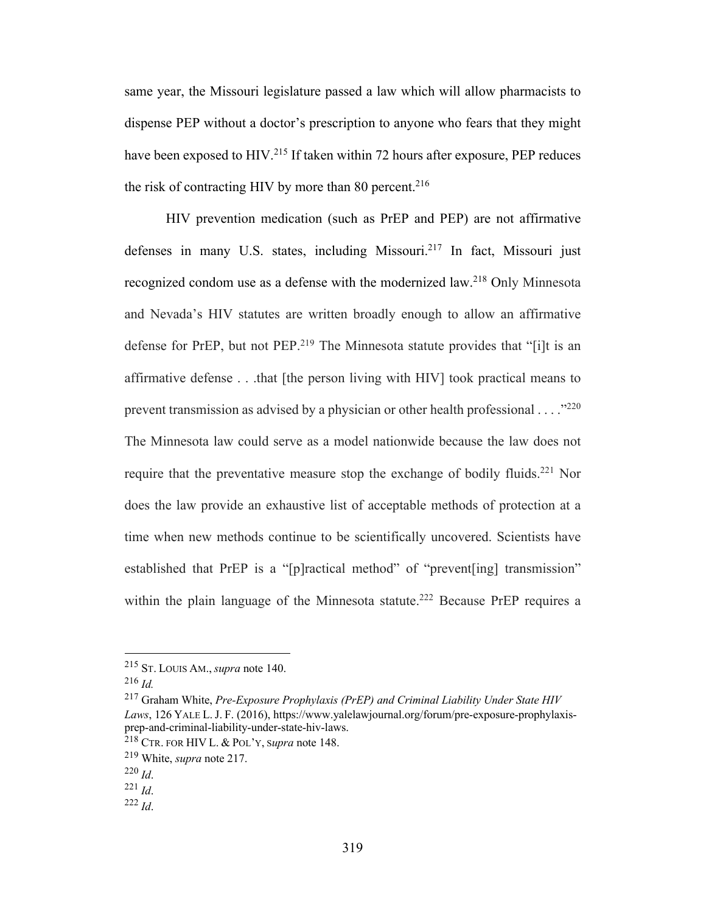same year, the Missouri legislature passed a law which will allow pharmacists to dispense PEP without a doctor's prescription to anyone who fears that they might have been exposed to HIV.[215] If taken within 72 hours after exposure, PEP reduces the risk of contracting HIV by more than 80 percent.[216]

HIV prevention medication (such as PrEP and PEP) are not affirmative defenses in many U.S. states, including Missouri.[217] In fact, Missouri just recognized condom use as a defense with the modernized law.[218] Only Minnesota and Nevada's HIV statutes are written broadly enough to allow an affirmative defense for PrEP, but not PEP.[219] The Minnesota statute provides that "[i]t is an affirmative defense . . .that [the person living with HIV] took practical means to prevent transmission as advised by a physician or other health professional . . . ."[220] The Minnesota law could serve as a model nationwide because the law does not require that the preventative measure stop the exchange of bodily fluids.[221] Nor does the law provide an exhaustive list of acceptable methods of protection at a time when new methods continue to be scientifically uncovered. Scientists have established that PrEP is a "[p]ractical method" of "prevent[ing] transmission" within the plain language of the Minnesota statute.[222] Because PrEP requires a

---

[215] ST. LOUIS AM., *supra* note 140.

[216] *Id.*

[217] Graham White, *Pre-Exposure Prophylaxis (PrEP) and Criminal Liability Under State HIV Laws*, 126 YALE L. J. F. (2016), https://www.yalelawjournal.org/forum/pre-exposure-prophylaxis-prep-and-criminal-liability-under-state-hiv-laws.

[218] CTR. FOR HIV L. & POL'Y, *supra* note 148.

[219] White, *supra* note 217.

[220] *Id*.

[221] *Id*.

[222] *Id*.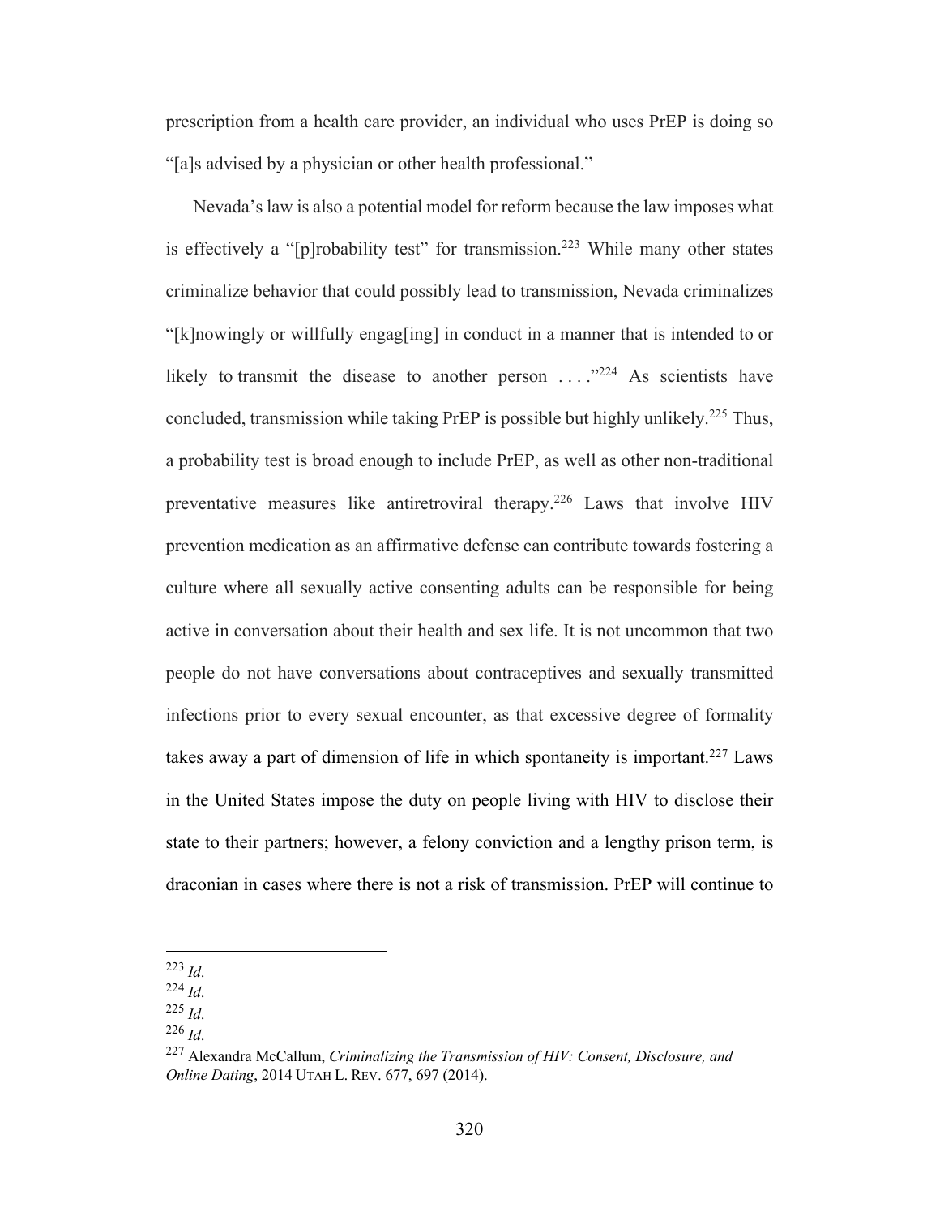prescription from a health care provider, an individual who uses PrEP is doing so "[a]s advised by a physician or other health professional."

Nevada's law is also a potential model for reform because the law imposes what is effectively a "[p]robability test" for transmission.[223] While many other states criminalize behavior that could possibly lead to transmission, Nevada criminalizes "[k]nowingly or willfully engag[ing] in conduct in a manner that is intended to or likely to transmit the disease to another person . . . ."[224] As scientists have concluded, transmission while taking PrEP is possible but highly unlikely.[225] Thus, a probability test is broad enough to include PrEP, as well as other non-traditional preventative measures like antiretroviral therapy.[226] Laws that involve HIV prevention medication as an affirmative defense can contribute towards fostering a culture where all sexually active consenting adults can be responsible for being active in conversation about their health and sex life. It is not uncommon that two people do not have conversations about contraceptives and sexually transmitted infections prior to every sexual encounter, as that excessive degree of formality takes away a part of dimension of life in which spontaneity is important.[227] Laws in the United States impose the duty on people living with HIV to disclose their state to their partners; however, a felony conviction and a lengthy prison term, is draconian in cases where there is not a risk of transmission. PrEP will continue to

---

[223] *Id*.
[224] *Id*.
[225] *Id*.
[226] *Id*.
[227] Alexandra McCallum, *Criminalizing the Transmission of HIV: Consent, Disclosure, and Online Dating*, 2014 UTAH L. REV. 677, 697 (2014).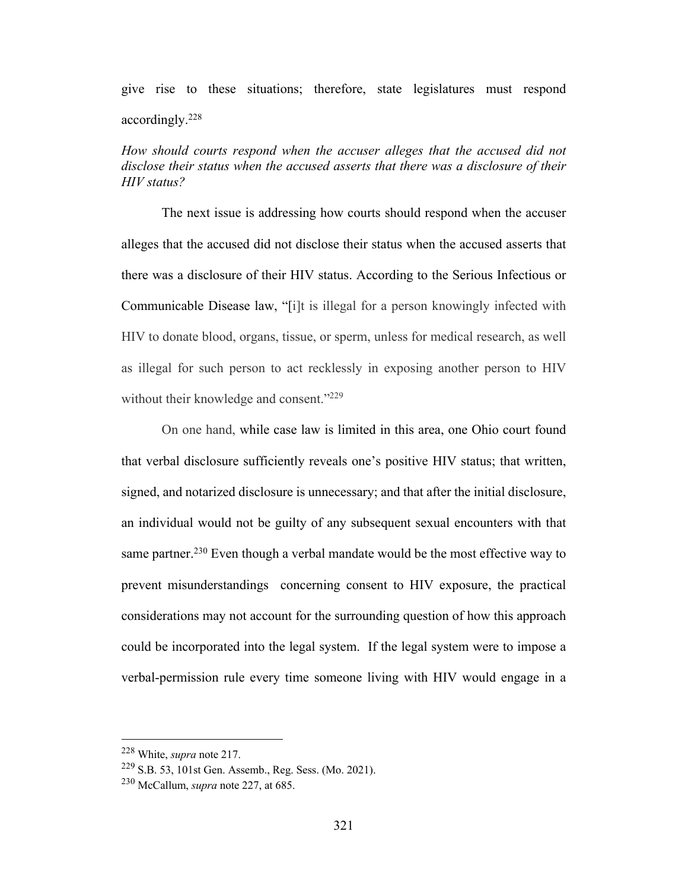give rise to these situations; therefore, state legislatures must respond accordingly.[228]

*How should courts respond when the accuser alleges that the accused did not disclose their status when the accused asserts that there was a disclosure of their HIV status?*

The next issue is addressing how courts should respond when the accuser alleges that the accused did not disclose their status when the accused asserts that there was a disclosure of their HIV status. According to the Serious Infectious or Communicable Disease law, "[i]t is illegal for a person knowingly infected with HIV to donate blood, organs, tissue, or sperm, unless for medical research, as well as illegal for such person to act recklessly in exposing another person to HIV without their knowledge and consent."[229]

On one hand, while case law is limited in this area, one Ohio court found that verbal disclosure sufficiently reveals one's positive HIV status; that written, signed, and notarized disclosure is unnecessary; and that after the initial disclosure, an individual would not be guilty of any subsequent sexual encounters with that same partner.[230] Even though a verbal mandate would be the most effective way to prevent misunderstandings concerning consent to HIV exposure, the practical considerations may not account for the surrounding question of how this approach could be incorporated into the legal system. If the legal system were to impose a verbal-permission rule every time someone living with HIV would engage in a

---

[228] White, *supra* note 217.

[229] S.B. 53, 101st Gen. Assemb., Reg. Sess. (Mo. 2021).

[230] McCallum, *supra* note 227, at 685.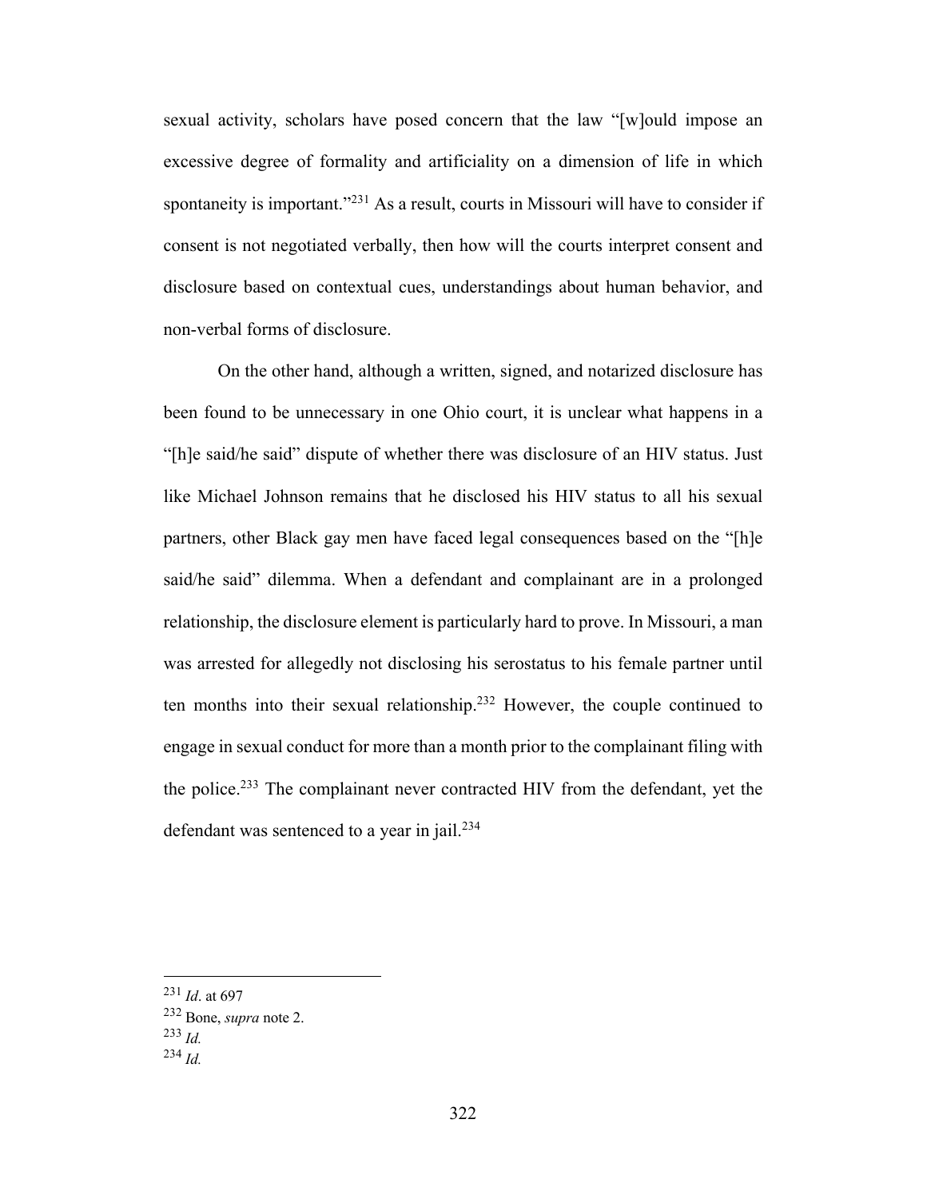sexual activity, scholars have posed concern that the law "[w]ould impose an excessive degree of formality and artificiality on a dimension of life in which spontaneity is important."[231] As a result, courts in Missouri will have to consider if consent is not negotiated verbally, then how will the courts interpret consent and disclosure based on contextual cues, understandings about human behavior, and non-verbal forms of disclosure.

On the other hand, although a written, signed, and notarized disclosure has been found to be unnecessary in one Ohio court, it is unclear what happens in a "[h]e said/he said" dispute of whether there was disclosure of an HIV status. Just like Michael Johnson remains that he disclosed his HIV status to all his sexual partners, other Black gay men have faced legal consequences based on the "[h]e said/he said" dilemma. When a defendant and complainant are in a prolonged relationship, the disclosure element is particularly hard to prove. In Missouri, a man was arrested for allegedly not disclosing his serostatus to his female partner until ten months into their sexual relationship.[232] However, the couple continued to engage in sexual conduct for more than a month prior to the complainant filing with the police.[233] The complainant never contracted HIV from the defendant, yet the defendant was sentenced to a year in jail.[234]

---

[231] *Id*. at 697

[232] Bone, *supra* note 2.

[233] *Id.*

[234] *Id.*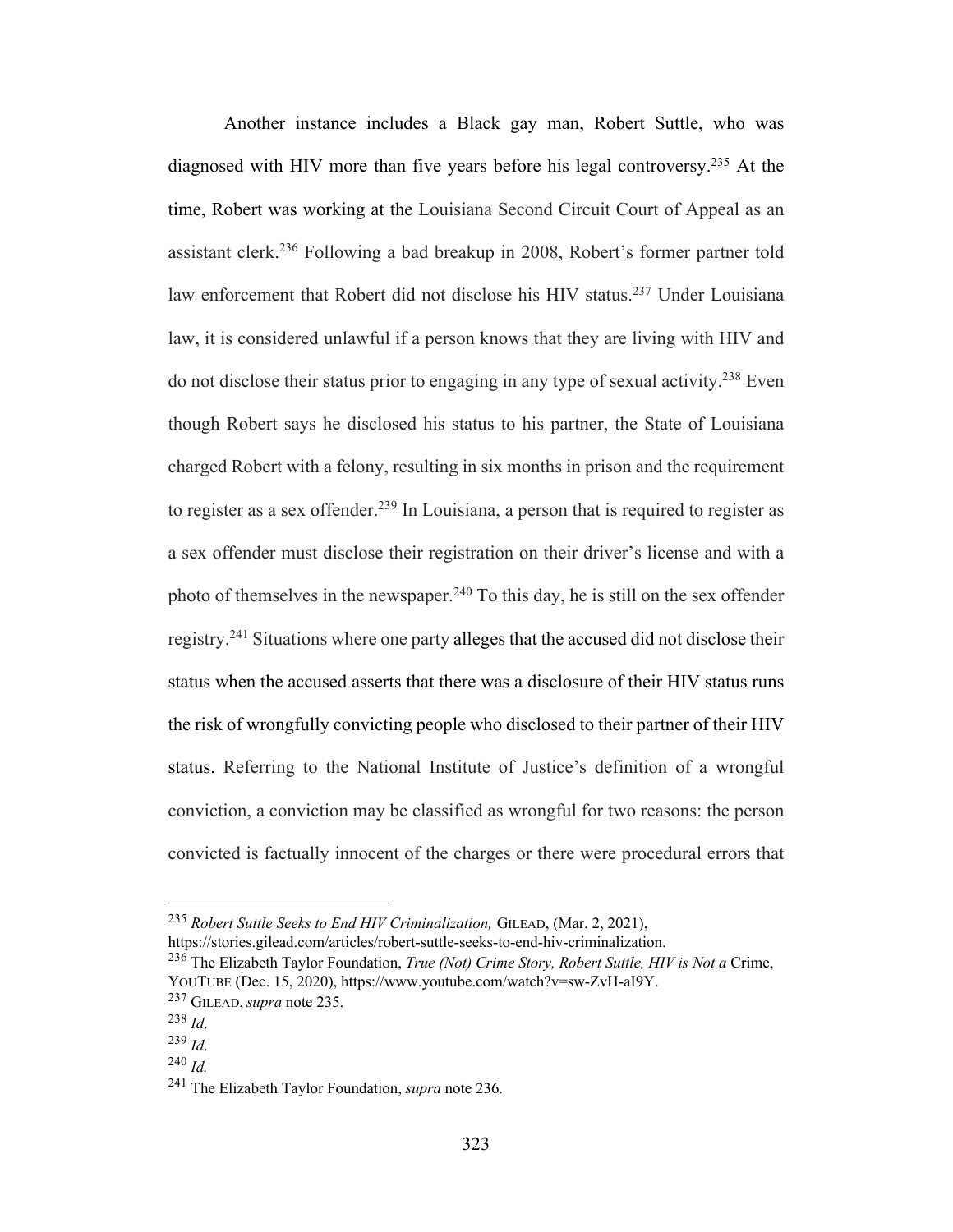Another instance includes a Black gay man, Robert Suttle, who was diagnosed with HIV more than five years before his legal controversy.[235] At the time, Robert was working at the Louisiana Second Circuit Court of Appeal as an assistant clerk.[236] Following a bad breakup in 2008, Robert's former partner told law enforcement that Robert did not disclose his HIV status.[237] Under Louisiana law, it is considered unlawful if a person knows that they are living with HIV and do not disclose their status prior to engaging in any type of sexual activity.[238] Even though Robert says he disclosed his status to his partner, the State of Louisiana charged Robert with a felony, resulting in six months in prison and the requirement to register as a sex offender.[239] In Louisiana, a person that is required to register as a sex offender must disclose their registration on their driver's license and with a photo of themselves in the newspaper.[240] To this day, he is still on the sex offender registry.[241] Situations where one party alleges that the accused did not disclose their status when the accused asserts that there was a disclosure of their HIV status runs the risk of wrongfully convicting people who disclosed to their partner of their HIV status. Referring to the National Institute of Justice's definition of a wrongful conviction, a conviction may be classified as wrongful for two reasons: the person convicted is factually innocent of the charges or there were procedural errors that

---

[235] *Robert Suttle Seeks to End HIV Criminalization,* GILEAD, (Mar. 2, 2021), https://stories.gilead.com/articles/robert-suttle-seeks-to-end-hiv-criminalization.

[236] The Elizabeth Taylor Foundation, *True (Not) Crime Story, Robert Suttle, HIV is Not a* Crime, YOUTUBE (Dec. 15, 2020), https://www.youtube.com/watch?v=sw-ZvH-aI9Y.

[237] GILEAD, *supra* note 235.

[238] *Id*.

[239] *Id*.

[240] *Id.*

[241] The Elizabeth Taylor Foundation, *supra* note 236.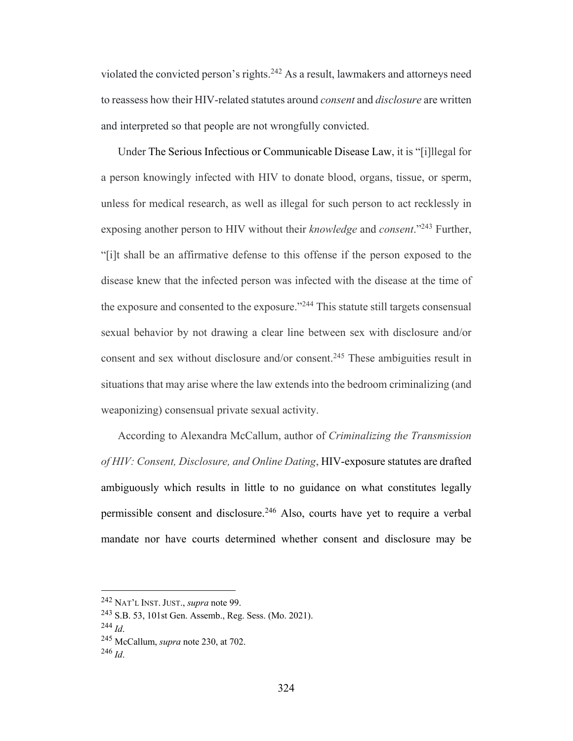violated the convicted person's rights.[242] As a result, lawmakers and attorneys need to reassess how their HIV-related statutes around *consent* and *disclosure* are written and interpreted so that people are not wrongfully convicted.

Under The Serious Infectious or Communicable Disease Law, it is "[i]llegal for a person knowingly infected with HIV to donate blood, organs, tissue, or sperm, unless for medical research, as well as illegal for such person to act recklessly in exposing another person to HIV without their *knowledge* and *consent*."[243] Further, "[i]t shall be an affirmative defense to this offense if the person exposed to the disease knew that the infected person was infected with the disease at the time of the exposure and consented to the exposure."[244] This statute still targets consensual sexual behavior by not drawing a clear line between sex with disclosure and/or consent and sex without disclosure and/or consent.[245] These ambiguities result in situations that may arise where the law extends into the bedroom criminalizing (and weaponizing) consensual private sexual activity.

According to Alexandra McCallum, author of *Criminalizing the Transmission of HIV: Consent, Disclosure, and Online Dating*, HIV-exposure statutes are drafted ambiguously which results in little to no guidance on what constitutes legally permissible consent and disclosure.[246] Also, courts have yet to require a verbal mandate nor have courts determined whether consent and disclosure may be

---

[242] NAT'L INST. JUST., *supra* note 99.

[243] S.B. 53, 101st Gen. Assemb., Reg. Sess. (Mo. 2021).

[244] *Id*.

[245] McCallum, *supra* note 230, at 702.

[246] *Id*.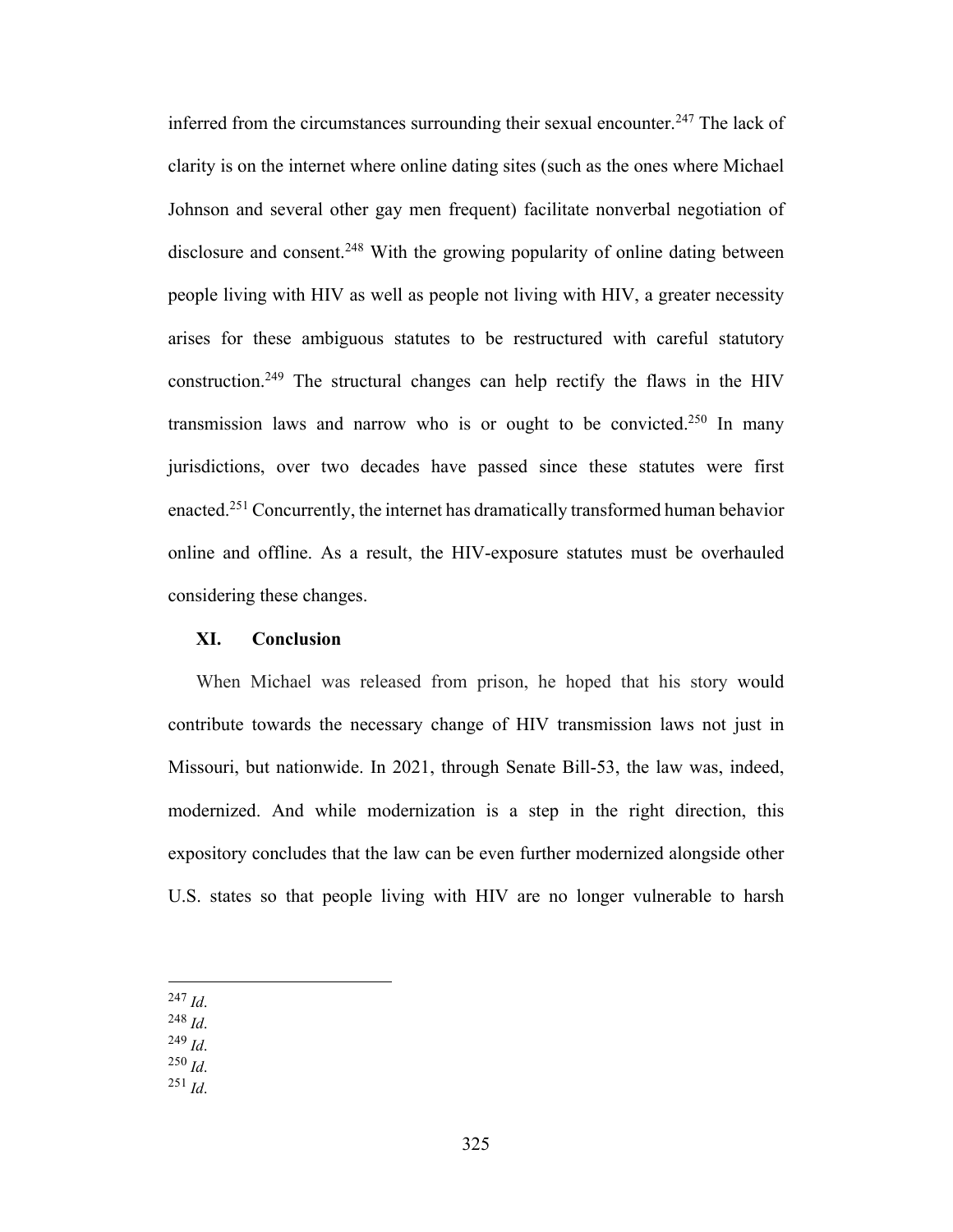inferred from the circumstances surrounding their sexual encounter.[247] The lack of clarity is on the internet where online dating sites (such as the ones where Michael Johnson and several other gay men frequent) facilitate nonverbal negotiation of disclosure and consent.[248] With the growing popularity of online dating between people living with HIV as well as people not living with HIV, a greater necessity arises for these ambiguous statutes to be restructured with careful statutory construction.[249] The structural changes can help rectify the flaws in the HIV transmission laws and narrow who is or ought to be convicted.[250] In many jurisdictions, over two decades have passed since these statutes were first enacted.[251] Concurrently, the internet has dramatically transformed human behavior online and offline. As a result, the HIV-exposure statutes must be overhauled considering these changes.

## XI. Conclusion

When Michael was released from prison, he hoped that his story would contribute towards the necessary change of HIV transmission laws not just in Missouri, but nationwide. In 2021, through Senate Bill-53, the law was, indeed, modernized. And while modernization is a step in the right direction, this expository concludes that the law can be even further modernized alongside other U.S. states so that people living with HIV are no longer vulnerable to harsh

---

[247] *Id*.
[248] *Id*.
[249] *Id*.
[250] *Id*.
[251] *Id*.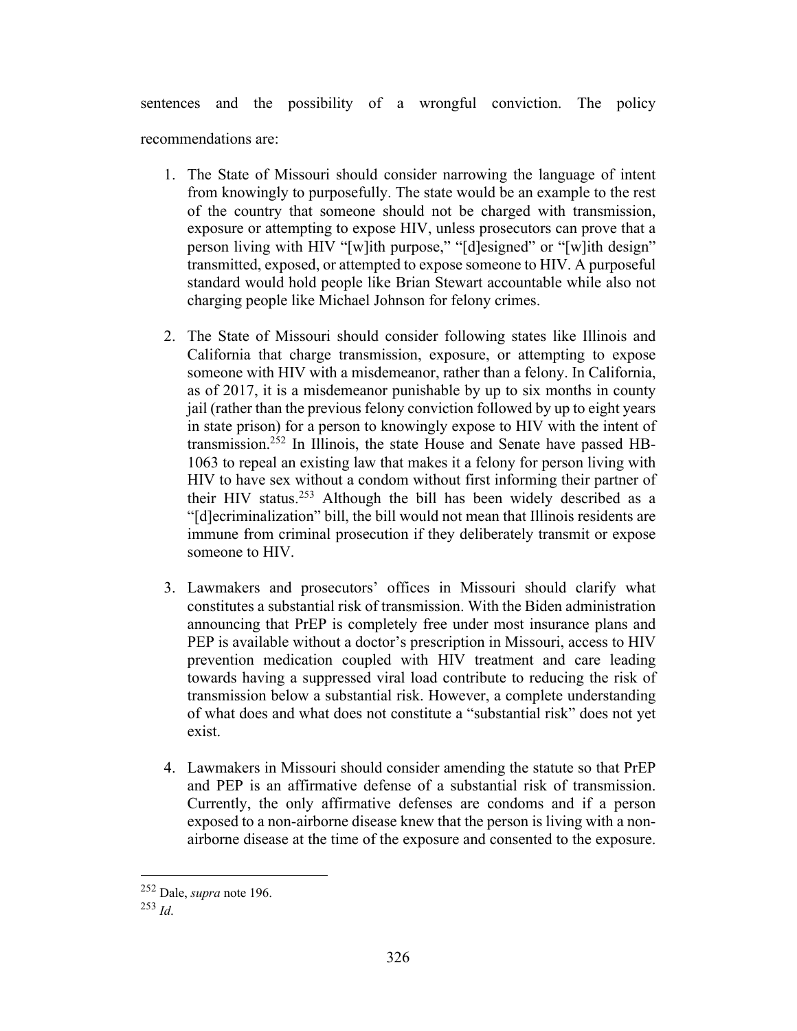sentences and the possibility of a wrongful conviction. The policy recommendations are:

1. The State of Missouri should consider narrowing the language of intent from knowingly to purposefully. The state would be an example to the rest of the country that someone should not be charged with transmission, exposure or attempting to expose HIV, unless prosecutors can prove that a person living with HIV "[w]ith purpose," "[d]esigned" or "[w]ith design" transmitted, exposed, or attempted to expose someone to HIV. A purposeful standard would hold people like Brian Stewart accountable while also not charging people like Michael Johnson for felony crimes.

2. The State of Missouri should consider following states like Illinois and California that charge transmission, exposure, or attempting to expose someone with HIV with a misdemeanor, rather than a felony. In California, as of 2017, it is a misdemeanor punishable by up to six months in county jail (rather than the previous felony conviction followed by up to eight years in state prison) for a person to knowingly expose to HIV with the intent of transmission.[252] In Illinois, the state House and Senate have passed HB-1063 to repeal an existing law that makes it a felony for person living with HIV to have sex without a condom without first informing their partner of their HIV status.[253] Although the bill has been widely described as a "[d]ecriminalization" bill, the bill would not mean that Illinois residents are immune from criminal prosecution if they deliberately transmit or expose someone to HIV.

3. Lawmakers and prosecutors' offices in Missouri should clarify what constitutes a substantial risk of transmission. With the Biden administration announcing that PrEP is completely free under most insurance plans and PEP is available without a doctor's prescription in Missouri, access to HIV prevention medication coupled with HIV treatment and care leading towards having a suppressed viral load contribute to reducing the risk of transmission below a substantial risk. However, a complete understanding of what does and what does not constitute a "substantial risk" does not yet exist.

4. Lawmakers in Missouri should consider amending the statute so that PrEP and PEP is an affirmative defense of a substantial risk of transmission. Currently, the only affirmative defenses are condoms and if a person exposed to a non-airborne disease knew that the person is living with a non-airborne disease at the time of the exposure and consented to the exposure.

---

[252] Dale, *supra* note 196.

[253] *Id.*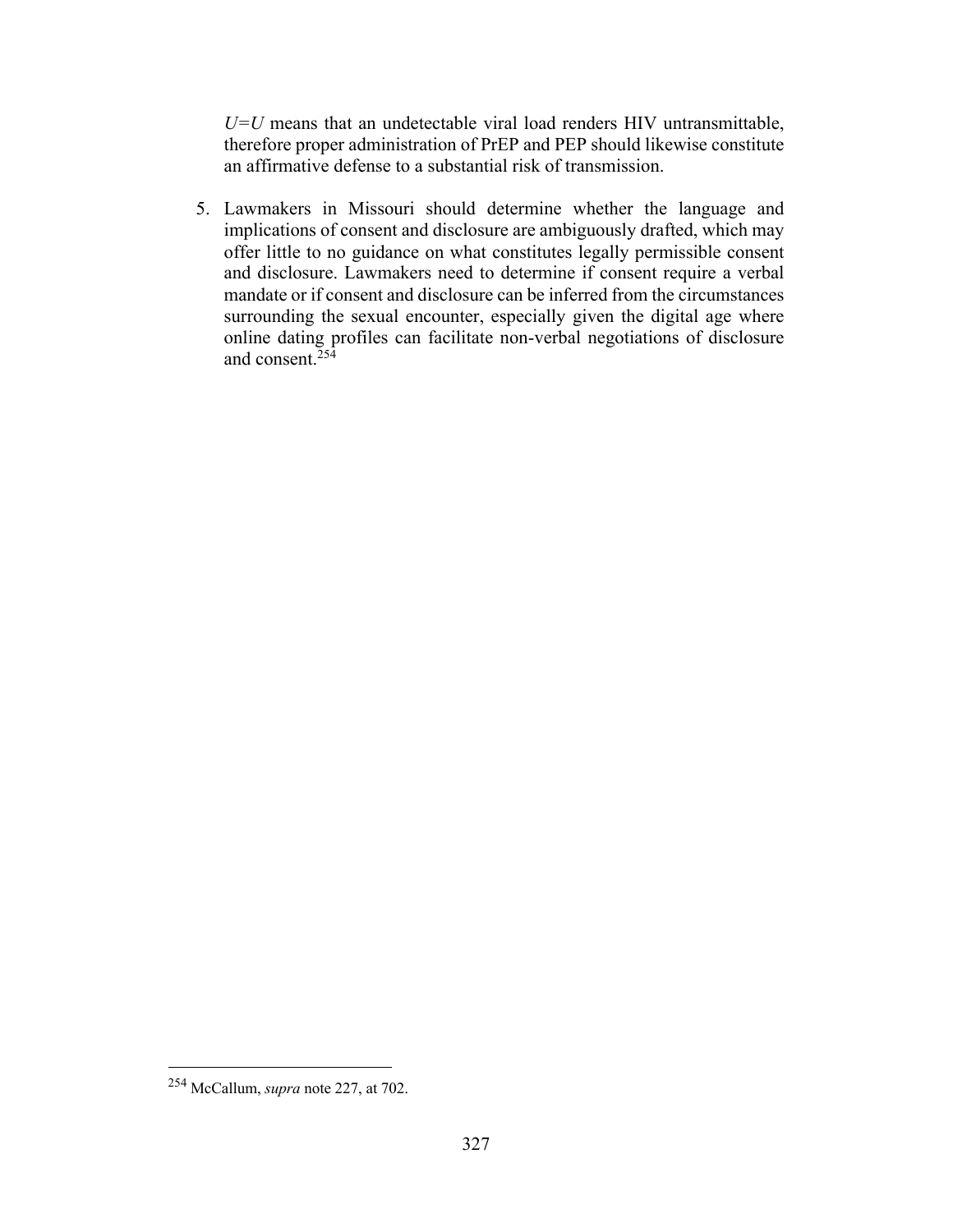*U=U* means that an undetectable viral load renders HIV untransmittable, therefore proper administration of PrEP and PEP should likewise constitute an affirmative defense to a substantial risk of transmission.

5. Lawmakers in Missouri should determine whether the language and implications of consent and disclosure are ambiguously drafted, which may offer little to no guidance on what constitutes legally permissible consent and disclosure. Lawmakers need to determine if consent require a verbal mandate or if consent and disclosure can be inferred from the circumstances surrounding the sexual encounter, especially given the digital age where online dating profiles can facilitate non-verbal negotiations of disclosure and consent.[254]

---

[254] McCallum, *supra* note 227, at 702.